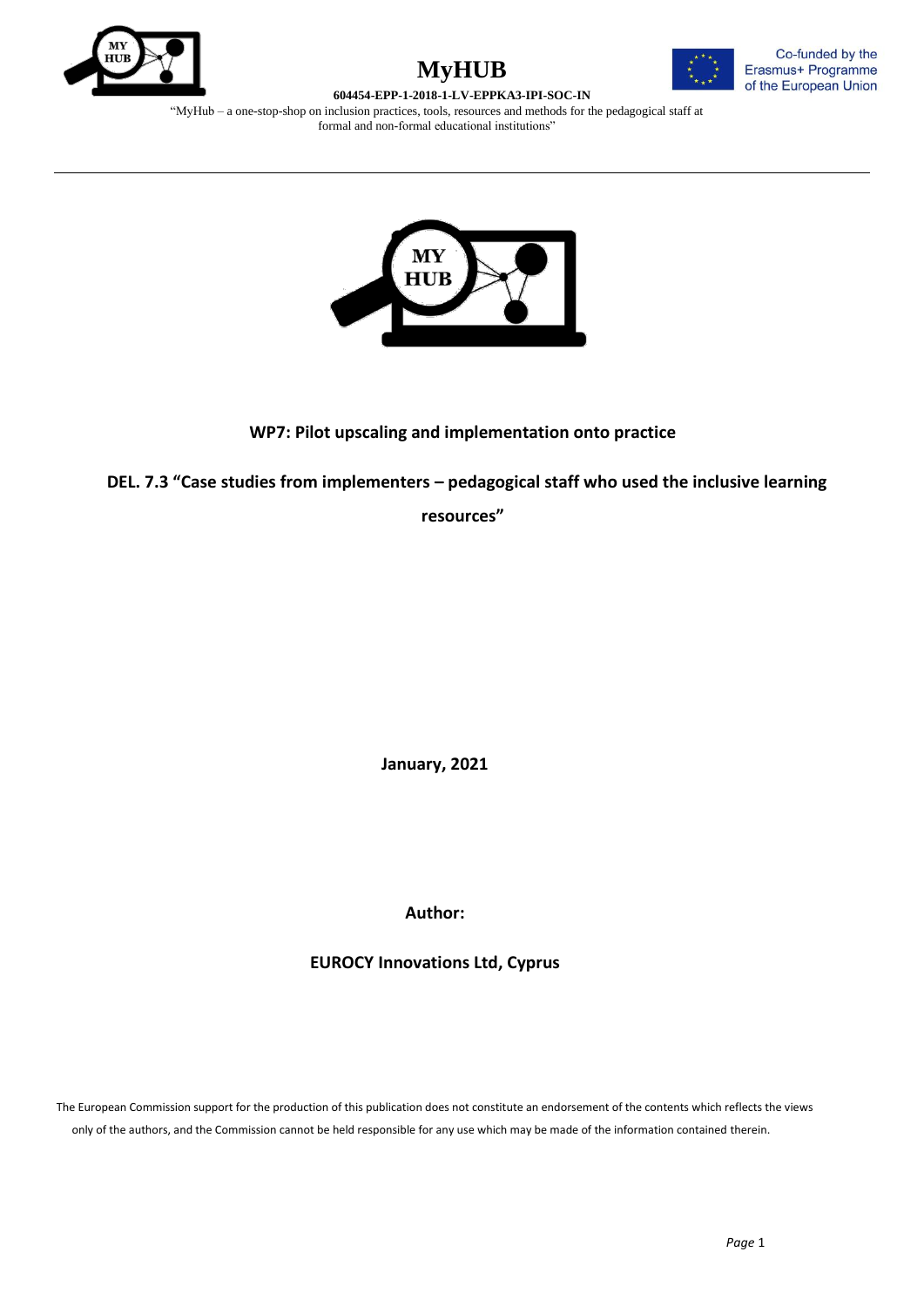# MyHUB

**604454-EPP-1-2018-1-LV-EPPKA3-IPI-SOC-IN**

"MyHub – a one-stop-shop on inclusion practices, tools, resources and methods for the pedagogical staff at formal and non-formal educational institutions"

Co-funded by the Erasmus+ Programme of the European Union

---

## WP7: Pilot upscaling and implementation onto practice

## DEL. 7.3 "Case studies from implementers – pedagogical staff who used the inclusive learning resources"

**January, 2021**

**Author:**

**EUROCY Innovations Ltd, Cyprus**

The European Commission support for the production of this publication does not constitute an endorsement of the contents which reflects the views only of the authors, and the Commission cannot be held responsible for any use which may be made of the information contained therein.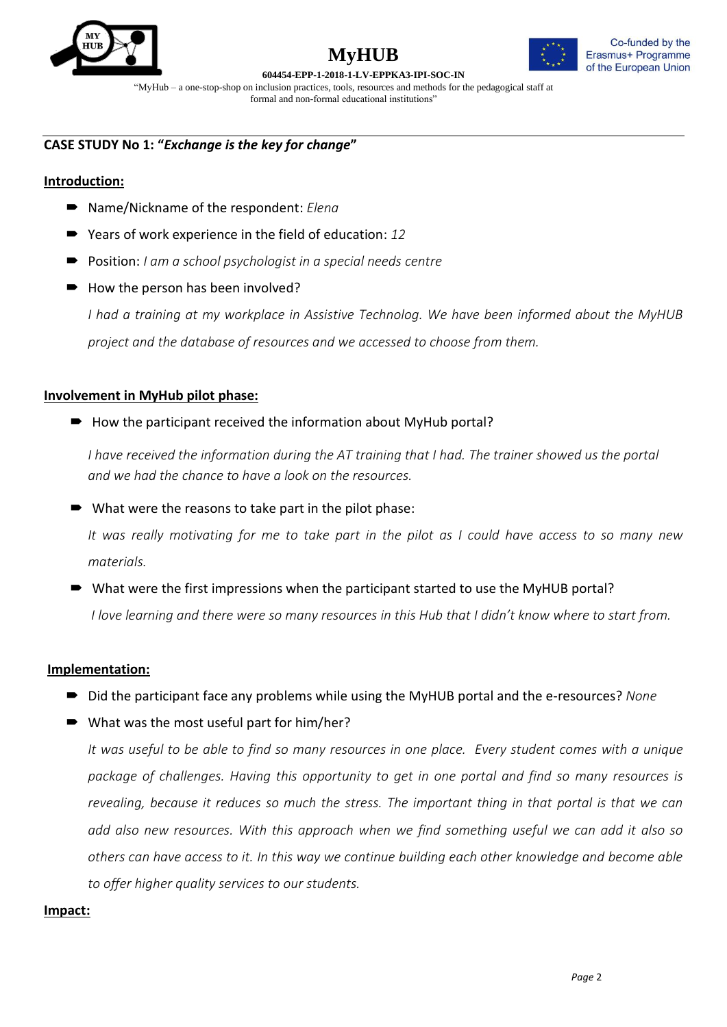## CASE STUDY No 1: "*Exchange is the key for change*"

**Introduction:**

- Name/Nickname of the respondent: *Elena*
- Years of work experience in the field of education: *12*
- Position: *I am a school psychologist in a special needs centre*
- How the person has been involved?

  *I had a training at my workplace in Assistive Technolog. We have been informed about the MyHUB project and the database of resources and we accessed to choose from them.*

**Involvement in MyHub pilot phase:**

- How the participant received the information about MyHub portal?

  *I have received the information during the AT training that I had. The trainer showed us the portal and we had the chance to have a look on the resources.*

- What were the reasons to take part in the pilot phase:

  *It was really motivating for me to take part in the pilot as I could have access to so many new materials.*

- What were the first impressions when the participant started to use the MyHUB portal?

  *I love learning and there were so many resources in this Hub that I didn't know where to start from.*

**Implementation:**

- Did the participant face any problems while using the MyHUB portal and the e-resources? *None*
- What was the most useful part for him/her?

  *It was useful to be able to find so many resources in one place. Every student comes with a unique package of challenges. Having this opportunity to get in one portal and find so many resources is revealing, because it reduces so much the stress. The important thing in that portal is that we can add also new resources. With this approach when we find something useful we can add it also so others can have access to it. In this way we continue building each other knowledge and become able to offer higher quality services to our students.*

**Impact:**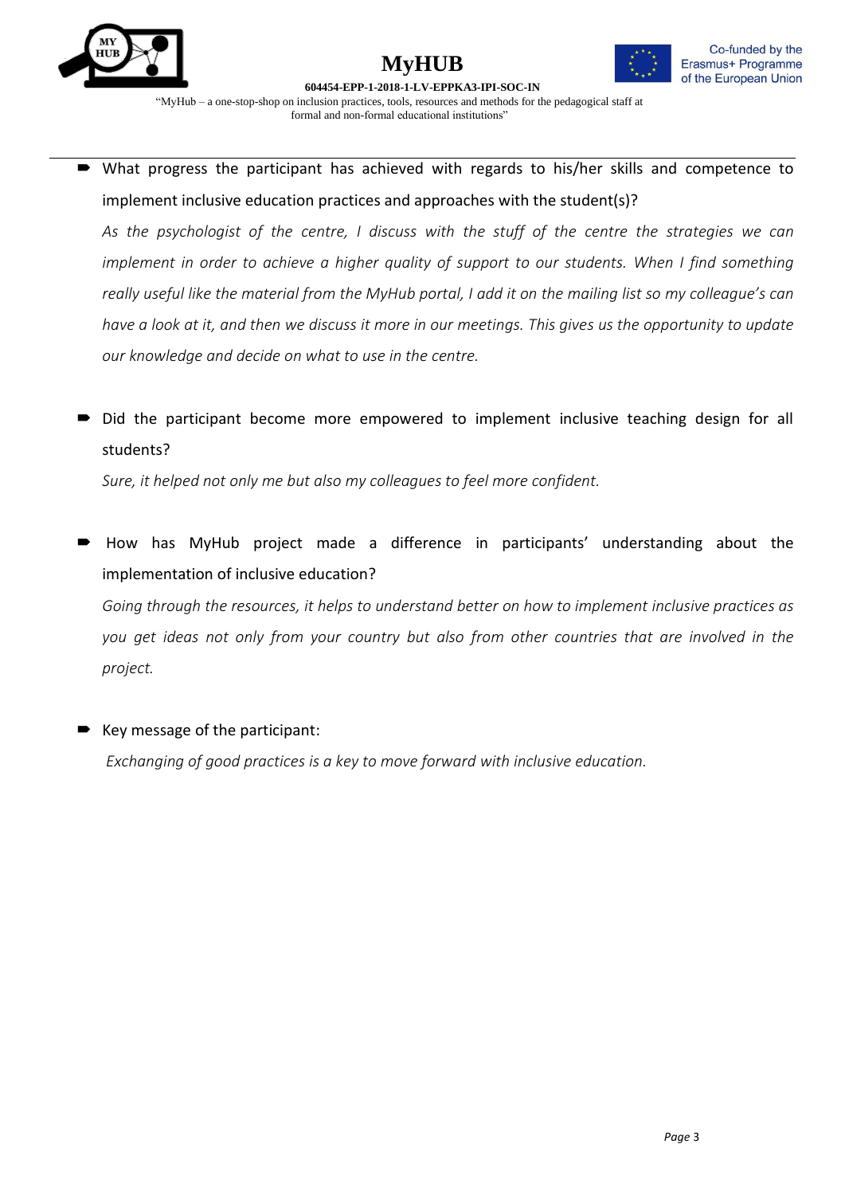- What progress the participant has achieved with regards to his/her skills and competence to implement inclusive education practices and approaches with the student(s)?

  *As the psychologist of the centre, I discuss with the stuff of the centre the strategies we can implement in order to achieve a higher quality of support to our students. When I find something really useful like the material from the MyHub portal, I add it on the mailing list so my colleague's can have a look at it, and then we discuss it more in our meetings. This gives us the opportunity to update our knowledge and decide on what to use in the centre.*

- Did the participant become more empowered to implement inclusive teaching design for all students?

  *Sure, it helped not only me but also my colleagues to feel more confident.*

- How has MyHub project made a difference in participants' understanding about the implementation of inclusive education?

  *Going through the resources, it helps to understand better on how to implement inclusive practices as you get ideas not only from your country but also from other countries that are involved in the project.*

- Key message of the participant:

  *Exchanging of good practices is a key to move forward with inclusive education.*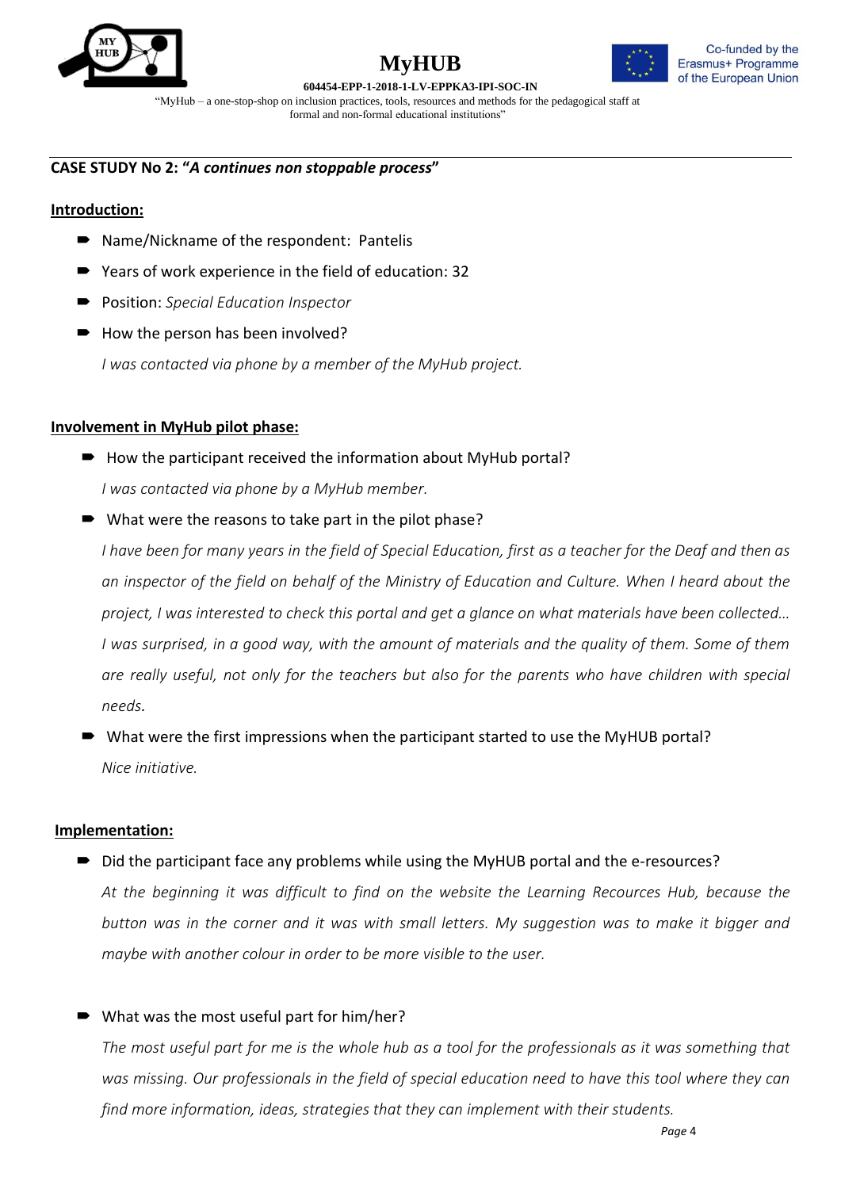**CASE STUDY No 2: "*A continues non stoppable process*"**

**Introduction:**

- Name/Nickname of the respondent: Pantelis
- Years of work experience in the field of education: 32
- Position: *Special Education Inspector*
- How the person has been involved?

  *I was contacted via phone by a member of the MyHub project.*

**Involvement in MyHub pilot phase:**

- How the participant received the information about MyHub portal?

  *I was contacted via phone by a MyHub member.*

- What were the reasons to take part in the pilot phase?

  *I have been for many years in the field of Special Education, first as a teacher for the Deaf and then as an inspector of the field on behalf of the Ministry of Education and Culture. When I heard about the project, I was interested to check this portal and get a glance on what materials have been collected... I was surprised, in a good way, with the amount of materials and the quality of them. Some of them are really useful, not only for the teachers but also for the parents who have children with special needs.*

- What were the first impressions when the participant started to use the MyHUB portal?

  *Nice initiative.*

**Implementation:**

- Did the participant face any problems while using the MyHUB portal and the e-resources?

  *At the beginning it was difficult to find on the website the Learning Recources Hub, because the button was in the corner and it was with small letters. My suggestion was to make it bigger and maybe with another colour in order to be more visible to the user.*

- What was the most useful part for him/her?

  *The most useful part for me is the whole hub as a tool for the professionals as it was something that was missing. Our professionals in the field of special education need to have this tool where they can find more information, ideas, strategies that they can implement with their students.*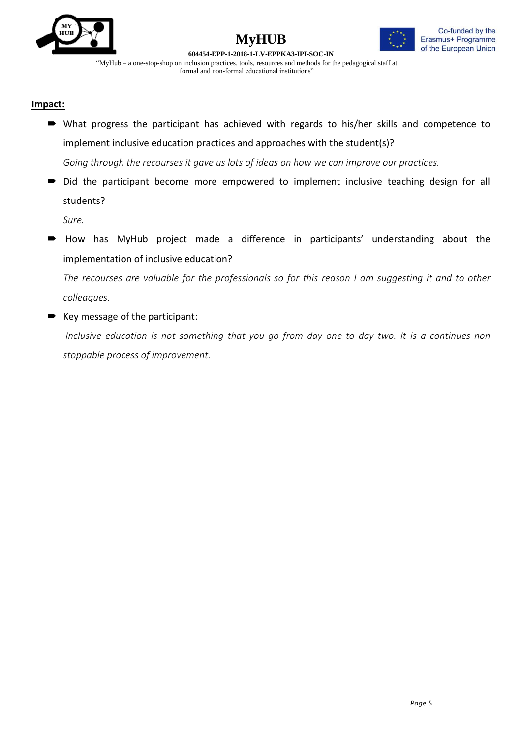**Impact:**

- What progress the participant has achieved with regards to his/her skills and competence to implement inclusive education practices and approaches with the student(s)?

  *Going through the recourses it gave us lots of ideas on how we can improve our practices.*

- Did the participant become more empowered to implement inclusive teaching design for all students?

  *Sure.*

- How has MyHub project made a difference in participants' understanding about the implementation of inclusive education?

  *The recourses are valuable for the professionals so for this reason I am suggesting it and to other colleagues.*

- Key message of the participant:

  *Inclusive education is not something that you go from day one to day two. It is a continues non stoppable process of improvement.*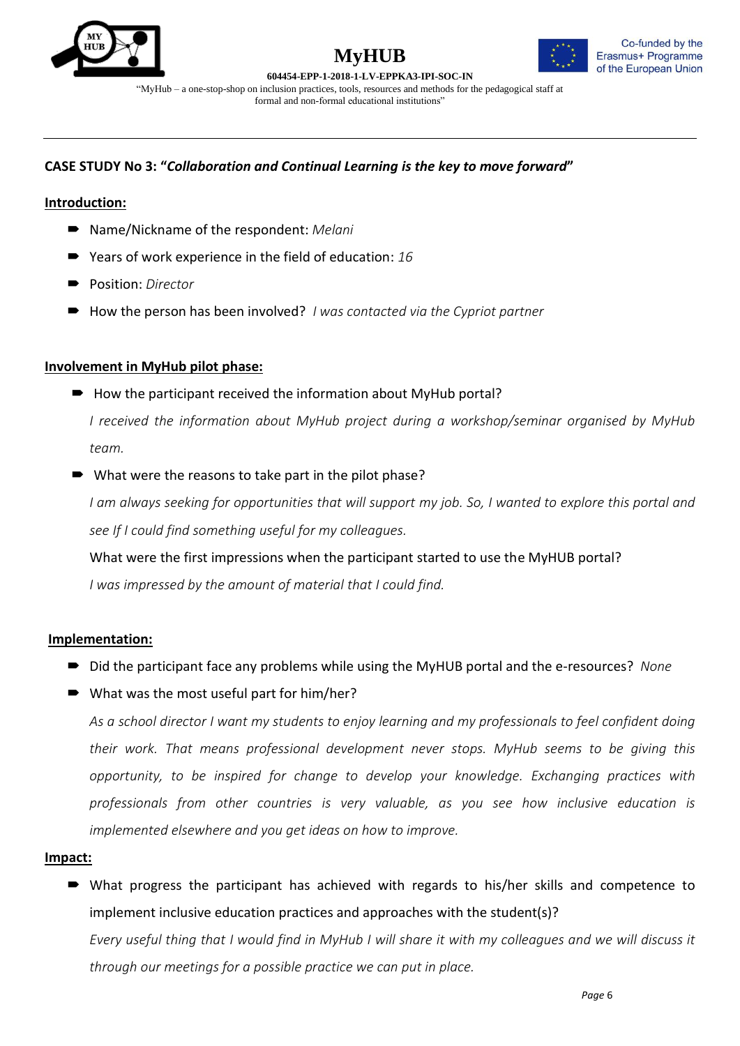**CASE STUDY No 3: "*Collaboration and Continual Learning is the key to move forward*"**

**Introduction:**

- Name/Nickname of the respondent: *Melani*
- Years of work experience in the field of education: *16*
- Position: *Director*
- How the person has been involved? *I was contacted via the Cypriot partner*

**Involvement in MyHub pilot phase:**

- How the participant received the information about MyHub portal?

  *I received the information about MyHub project during a workshop/seminar organised by MyHub team.*

- What were the reasons to take part in the pilot phase?

  *I am always seeking for opportunities that will support my job. So, I wanted to explore this portal and see If I could find something useful for my colleagues.*

  What were the first impressions when the participant started to use the MyHUB portal?

  *I was impressed by the amount of material that I could find.*

**Implementation:**

- Did the participant face any problems while using the MyHUB portal and the e-resources? *None*
- What was the most useful part for him/her?

  *As a school director I want my students to enjoy learning and my professionals to feel confident doing their work. That means professional development never stops. MyHub seems to be giving this opportunity, to be inspired for change to develop your knowledge. Exchanging practices with professionals from other countries is very valuable, as you see how inclusive education is implemented elsewhere and you get ideas on how to improve.*

**Impact:**

- What progress the participant has achieved with regards to his/her skills and competence to implement inclusive education practices and approaches with the student(s)?

  *Every useful thing that I would find in MyHub I will share it with my colleagues and we will discuss it through our meetings for a possible practice we can put in place.*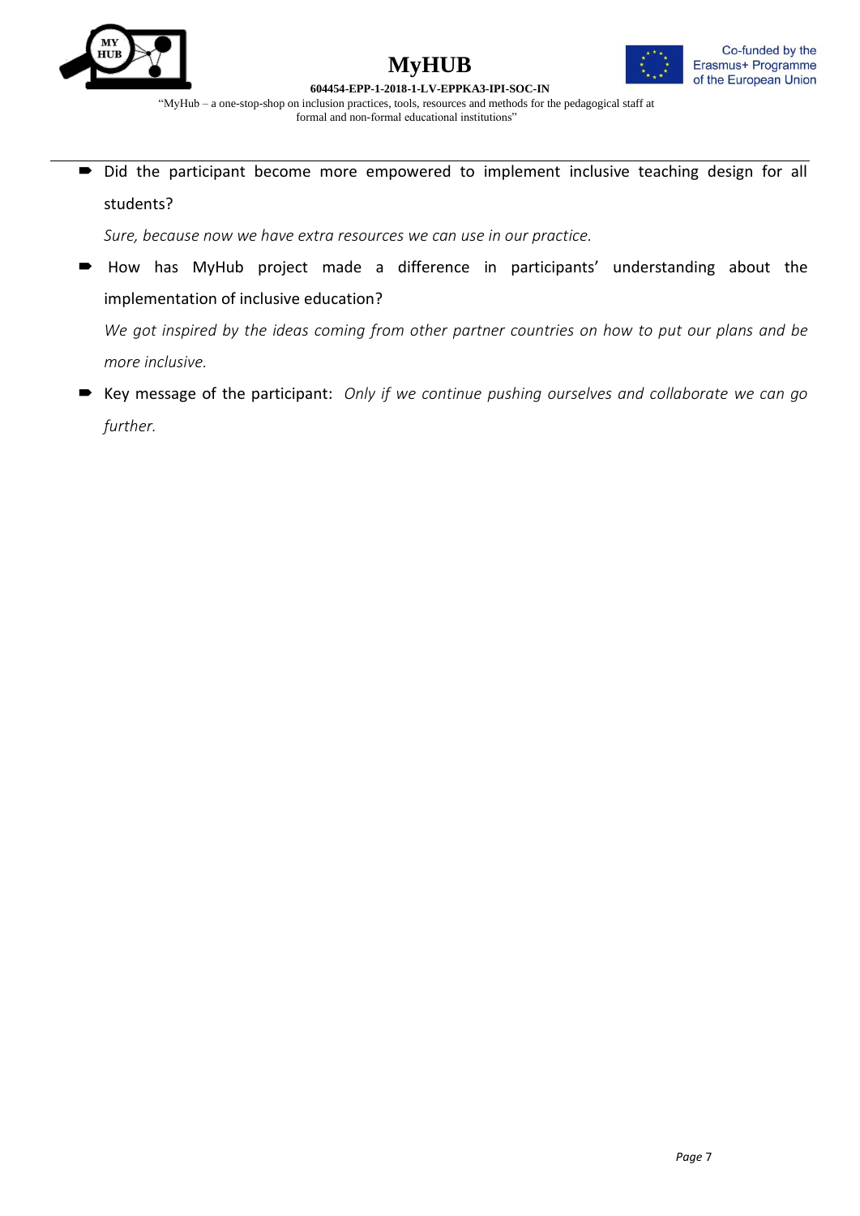- Did the participant become more empowered to implement inclusive teaching design for all students?

  *Sure, because now we have extra resources we can use in our practice.*

- How has MyHub project made a difference in participants' understanding about the implementation of inclusive education?

  *We got inspired by the ideas coming from other partner countries on how to put our plans and be more inclusive.*

- Key message of the participant: *Only if we continue pushing ourselves and collaborate we can go further.*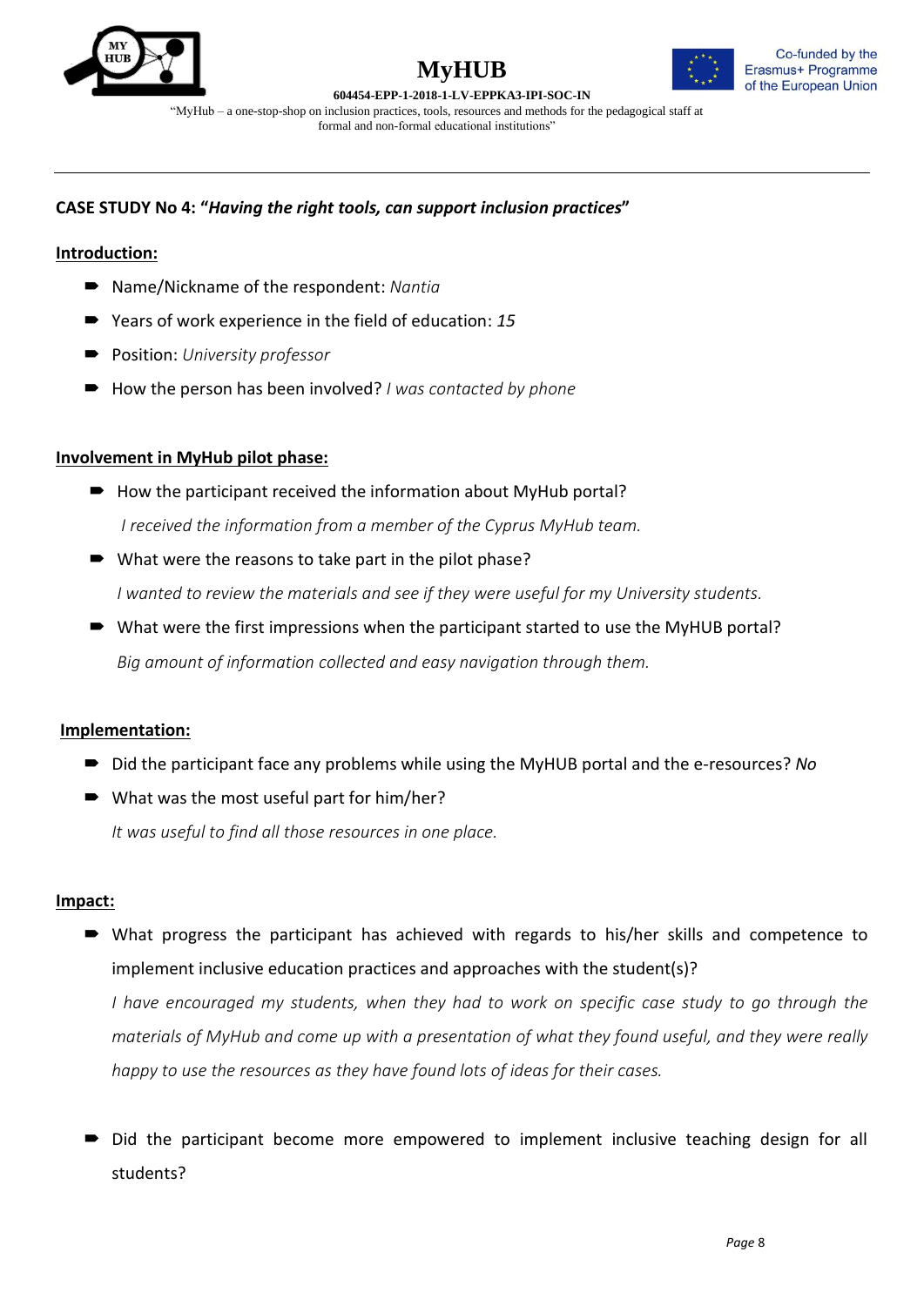**CASE STUDY No 4: "*Having the right tools, can support inclusion practices*"**

**Introduction:**

- Name/Nickname of the respondent: *Nantia*
- Years of work experience in the field of education: *15*
- Position: *University professor*
- How the person has been involved? *I was contacted by phone*

**Involvement in MyHub pilot phase:**

- How the participant received the information about MyHub portal?

  *I received the information from a member of the Cyprus MyHub team.*
- What were the reasons to take part in the pilot phase?

  *I wanted to review the materials and see if they were useful for my University students.*
- What were the first impressions when the participant started to use the MyHUB portal?

  *Big amount of information collected and easy navigation through them.*

**Implementation:**

- Did the participant face any problems while using the MyHUB portal and the e-resources? *No*
- What was the most useful part for him/her?

  *It was useful to find all those resources in one place.*

**Impact:**

- What progress the participant has achieved with regards to his/her skills and competence to implement inclusive education practices and approaches with the student(s)?

  *I have encouraged my students, when they had to work on specific case study to go through the materials of MyHub and come up with a presentation of what they found useful, and they were really happy to use the resources as they have found lots of ideas for their cases.*

- Did the participant become more empowered to implement inclusive teaching design for all students?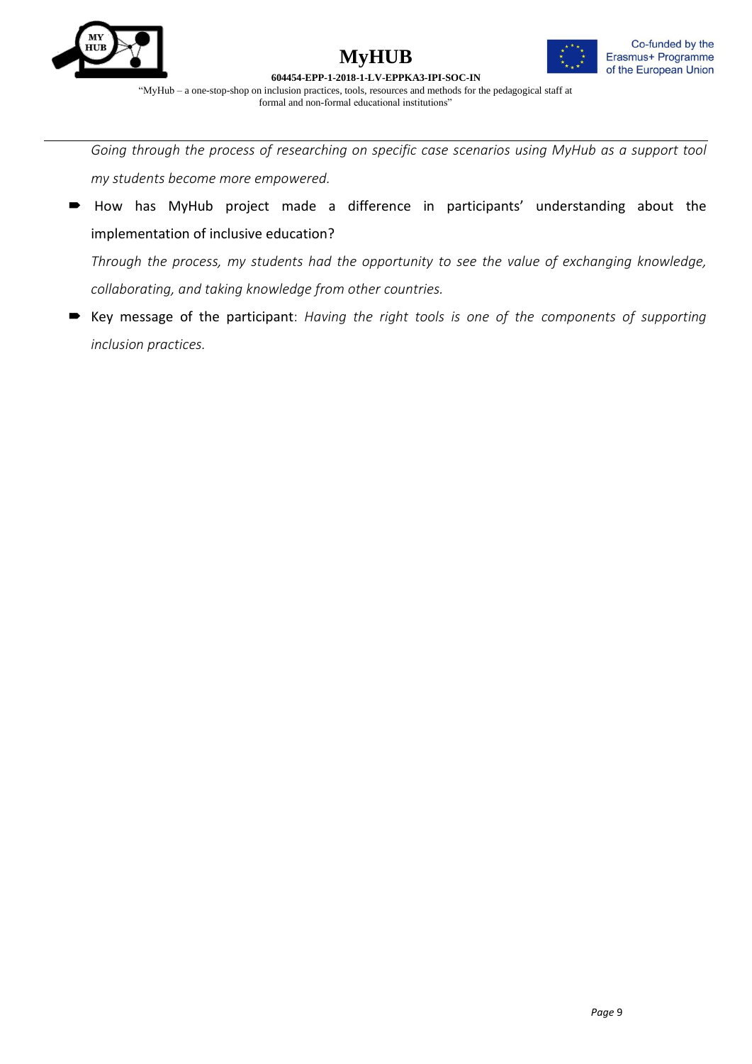*Going through the process of researching on specific case scenarios using MyHub as a support tool my students become more empowered.*

- How has MyHub project made a difference in participants' understanding about the implementation of inclusive education?

  *Through the process, my students had the opportunity to see the value of exchanging knowledge, collaborating, and taking knowledge from other countries.*

- Key message of the participant: *Having the right tools is one of the components of supporting inclusion practices.*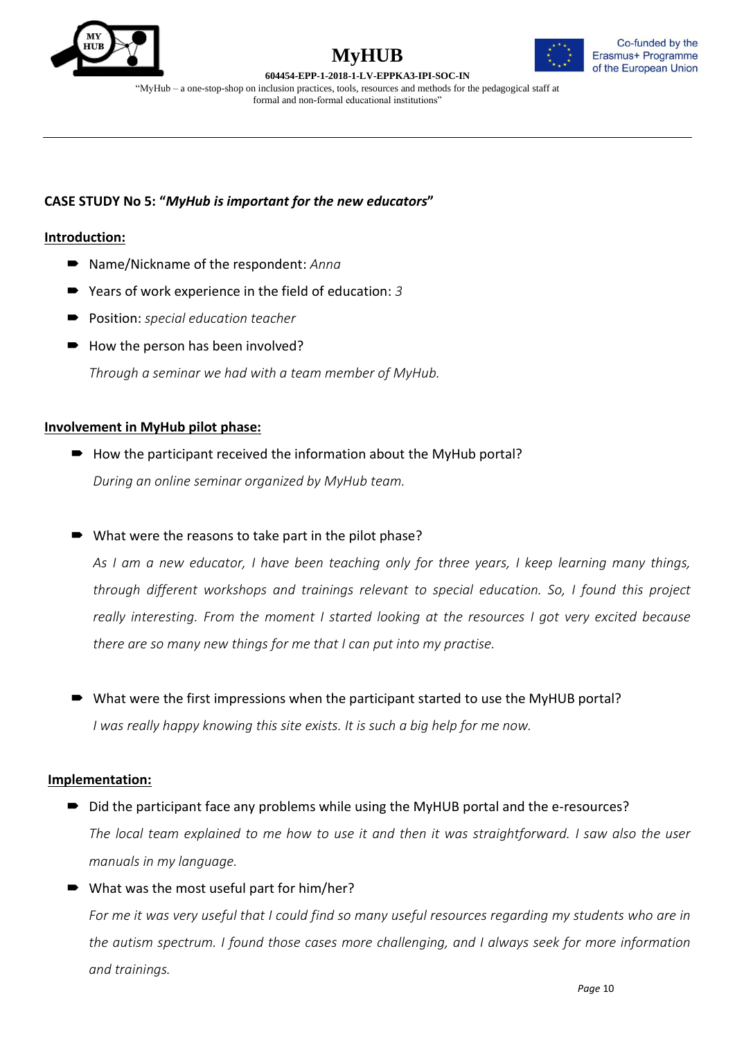**CASE STUDY No 5: "*MyHub is important for the new educators*"**

**Introduction:**

- Name/Nickname of the respondent: *Anna*
- Years of work experience in the field of education: *3*
- Position: *special education teacher*
- How the person has been involved?

  *Through a seminar we had with a team member of MyHub.*

**Involvement in MyHub pilot phase:**

- How the participant received the information about the MyHub portal?

  *During an online seminar organized by MyHub team.*

- What were the reasons to take part in the pilot phase?

  *As I am a new educator, I have been teaching only for three years, I keep learning many things, through different workshops and trainings relevant to special education. So, I found this project really interesting. From the moment I started looking at the resources I got very excited because there are so many new things for me that I can put into my practise.*

- What were the first impressions when the participant started to use the MyHUB portal?

  *I was really happy knowing this site exists. It is such a big help for me now.*

**Implementation:**

- Did the participant face any problems while using the MyHUB portal and the e-resources?

  *The local team explained to me how to use it and then it was straightforward. I saw also the user manuals in my language.*

- What was the most useful part for him/her?

  *For me it was very useful that I could find so many useful resources regarding my students who are in the autism spectrum. I found those cases more challenging, and I always seek for more information and trainings.*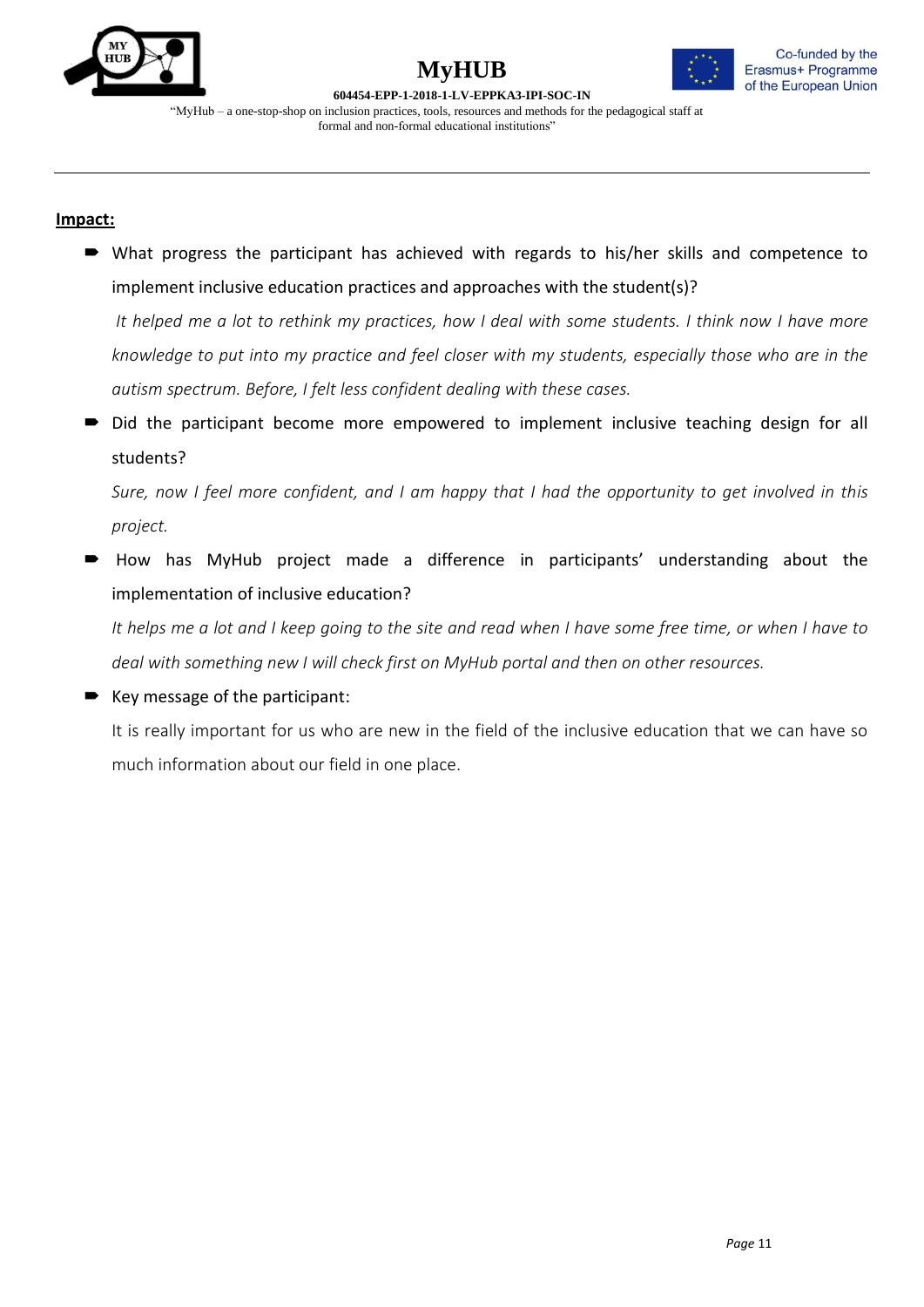**Impact:**

- What progress the participant has achieved with regards to his/her skills and competence to implement inclusive education practices and approaches with the student(s)?

  *It helped me a lot to rethink my practices, how I deal with some students. I think now I have more knowledge to put into my practice and feel closer with my students, especially those who are in the autism spectrum. Before, I felt less confident dealing with these cases.*

- Did the participant become more empowered to implement inclusive teaching design for all students?

  *Sure, now I feel more confident, and I am happy that I had the opportunity to get involved in this project.*

- How has MyHub project made a difference in participants' understanding about the implementation of inclusive education?

  *It helps me a lot and I keep going to the site and read when I have some free time, or when I have to deal with something new I will check first on MyHub portal and then on other resources.*

- Key message of the participant:

  It is really important for us who are new in the field of the inclusive education that we can have so much information about our field in one place.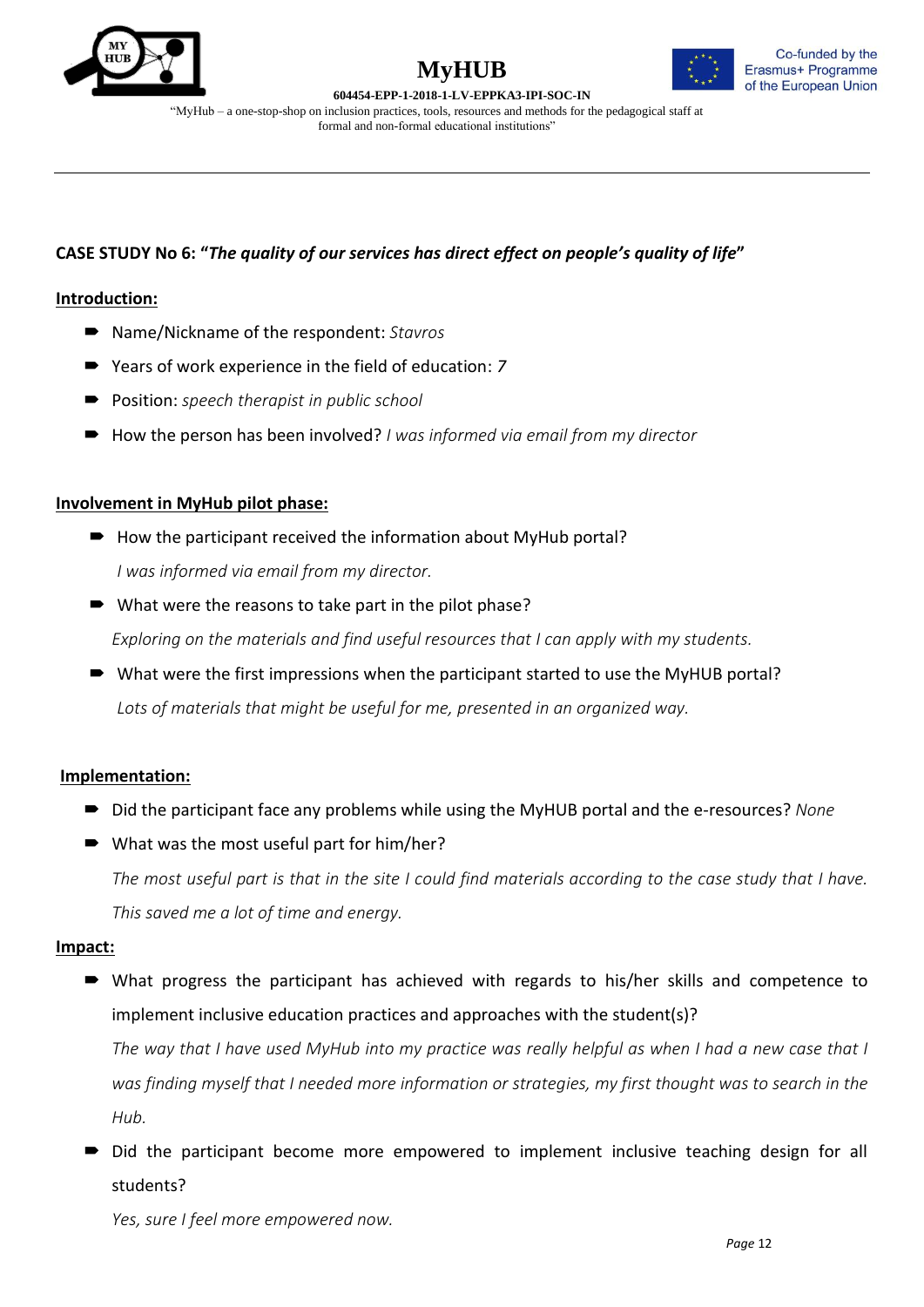**CASE STUDY No 6: "*The quality of our services has direct effect on people's quality of life*"**

**Introduction:**

- Name/Nickname of the respondent: *Stavros*
- Years of work experience in the field of education: *7*
- Position: *speech therapist in public school*
- How the person has been involved? *I was informed via email from my director*

**Involvement in MyHub pilot phase:**

- How the participant received the information about MyHub portal?

  *I was informed via email from my director.*

- What were the reasons to take part in the pilot phase?

  *Exploring on the materials and find useful resources that I can apply with my students.*

- What were the first impressions when the participant started to use the MyHUB portal?

  *Lots of materials that might be useful for me, presented in an organized way.*

**Implementation:**

- Did the participant face any problems while using the MyHUB portal and the e-resources? *None*
- What was the most useful part for him/her?

  *The most useful part is that in the site I could find materials according to the case study that I have. This saved me a lot of time and energy.*

**Impact:**

- What progress the participant has achieved with regards to his/her skills and competence to implement inclusive education practices and approaches with the student(s)?

  *The way that I have used MyHub into my practice was really helpful as when I had a new case that I was finding myself that I needed more information or strategies, my first thought was to search in the Hub.*

- Did the participant become more empowered to implement inclusive teaching design for all students?

  *Yes, sure I feel more empowered now.*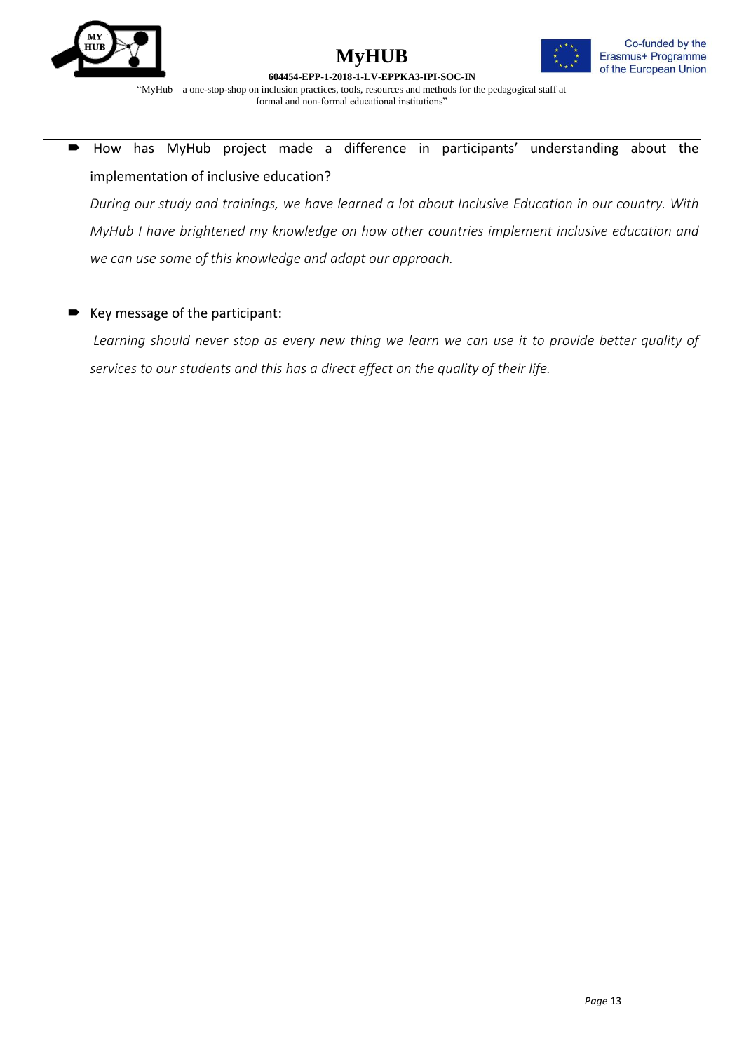- How has MyHub project made a difference in participants' understanding about the implementation of inclusive education?

  *During our study and trainings, we have learned a lot about Inclusive Education in our country. With MyHub I have brightened my knowledge on how other countries implement inclusive education and we can use some of this knowledge and adapt our approach.*

- Key message of the participant:

  *Learning should never stop as every new thing we learn we can use it to provide better quality of services to our students and this has a direct effect on the quality of their life.*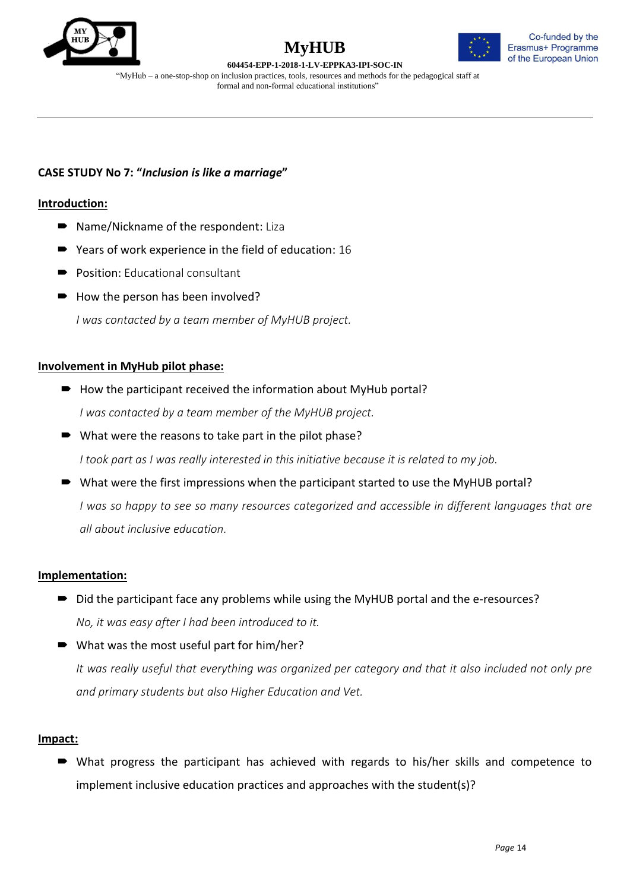**CASE STUDY No 7: "*Inclusion is like a marriage*"**

**Introduction:**

- Name/Nickname of the respondent: Liza
- Years of work experience in the field of education: 16
- Position: Educational consultant
- How the person has been involved?

  *I was contacted by a team member of MyHUB project.*

**Involvement in MyHub pilot phase:**

- How the participant received the information about MyHub portal?

  *I was contacted by a team member of the MyHUB project.*

- What were the reasons to take part in the pilot phase?

  *I took part as I was really interested in this initiative because it is related to my job.*

- What were the first impressions when the participant started to use the MyHUB portal?

  *I was so happy to see so many resources categorized and accessible in different languages that are all about inclusive education.*

**Implementation:**

- Did the participant face any problems while using the MyHUB portal and the e-resources?

  *No, it was easy after I had been introduced to it.*

- What was the most useful part for him/her?

  *It was really useful that everything was organized per category and that it also included not only pre and primary students but also Higher Education and Vet.*

**Impact:**

- What progress the participant has achieved with regards to his/her skills and competence to implement inclusive education practices and approaches with the student(s)?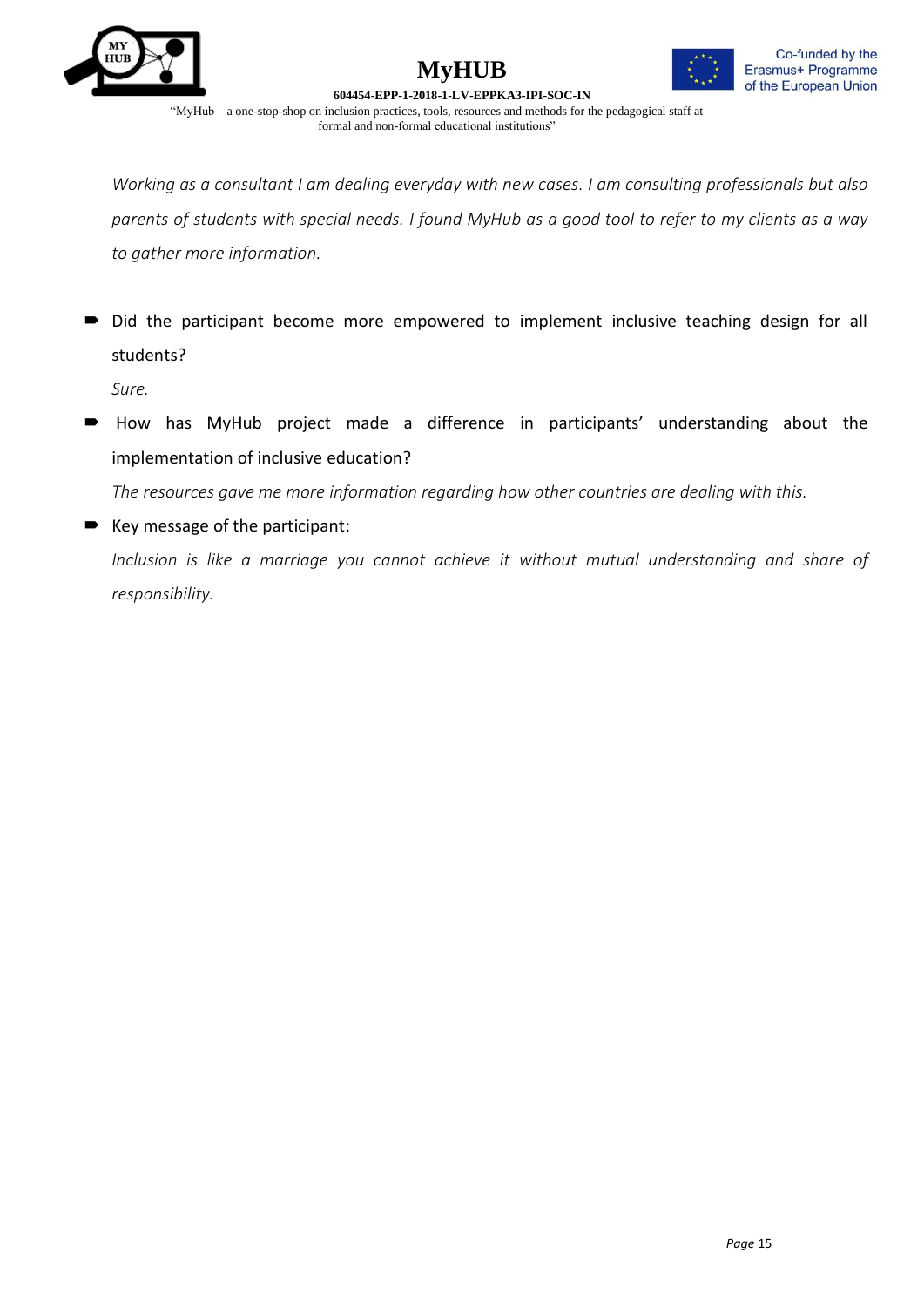*Working as a consultant I am dealing everyday with new cases. I am consulting professionals but also parents of students with special needs. I found MyHub as a good tool to refer to my clients as a way to gather more information.*

- Did the participant become more empowered to implement inclusive teaching design for all students?

  *Sure.*

- How has MyHub project made a difference in participants' understanding about the implementation of inclusive education?

  *The resources gave me more information regarding how other countries are dealing with this.*

- Key message of the participant:

  *Inclusion is like a marriage you cannot achieve it without mutual understanding and share of responsibility.*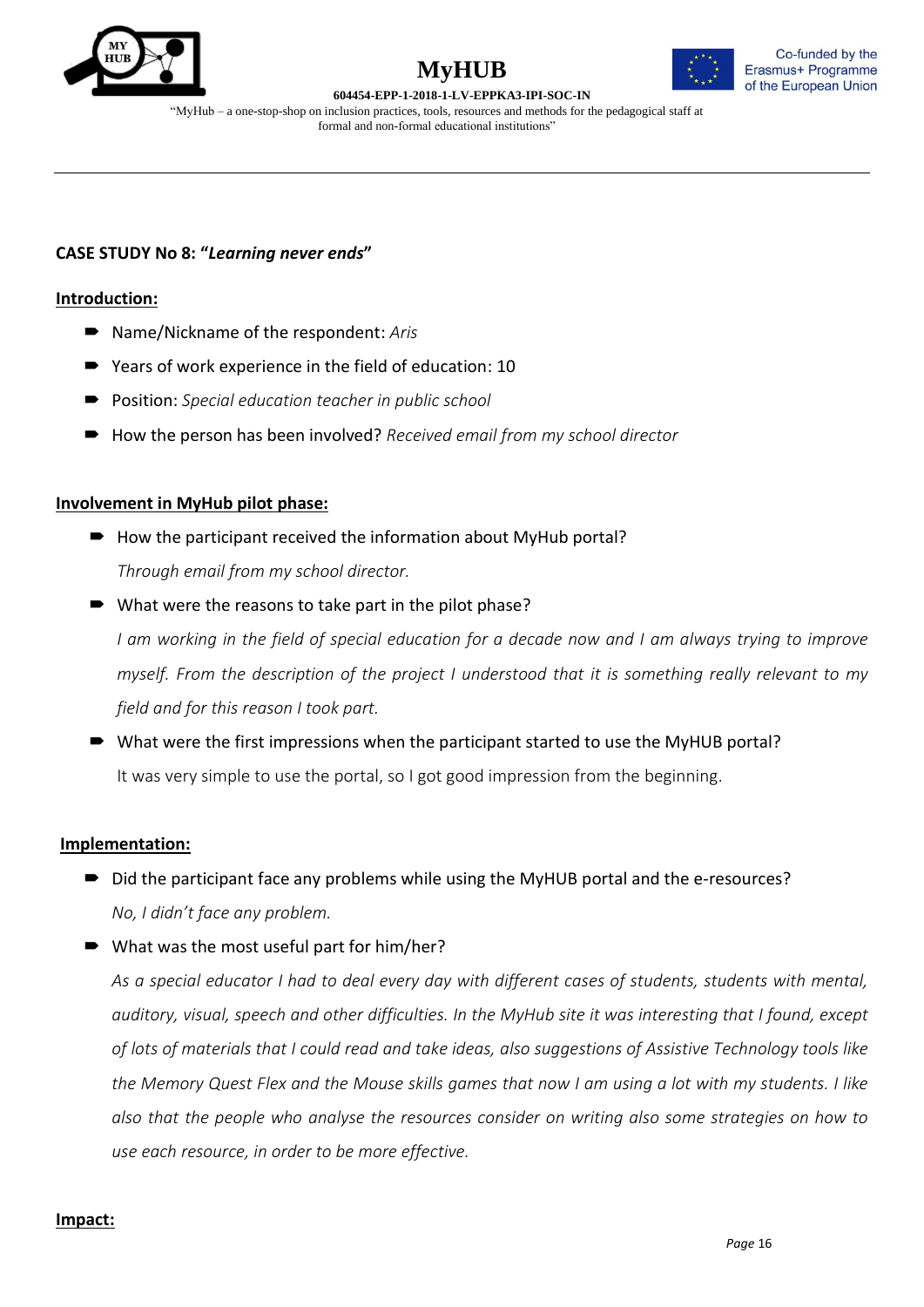**CASE STUDY No 8: "*Learning never ends*"**

**Introduction:**

- Name/Nickname of the respondent: *Aris*
- Years of work experience in the field of education: 10
- Position: *Special education teacher in public school*
- How the person has been involved? *Received email from my school director*

**Involvement in MyHub pilot phase:**

- How the participant received the information about MyHub portal?

  *Through email from my school director.*

- What were the reasons to take part in the pilot phase?

  *I am working in the field of special education for a decade now and I am always trying to improve myself. From the description of the project I understood that it is something really relevant to my field and for this reason I took part.*

- What were the first impressions when the participant started to use the MyHUB portal?

  It was very simple to use the portal, so I got good impression from the beginning.

**Implementation:**

- Did the participant face any problems while using the MyHUB portal and the e-resources?

  *No, I didn't face any problem.*

- What was the most useful part for him/her?

  *As a special educator I had to deal every day with different cases of students, students with mental, auditory, visual, speech and other difficulties. In the MyHub site it was interesting that I found, except of lots of materials that I could read and take ideas, also suggestions of Assistive Technology tools like the Memory Quest Flex and the Mouse skills games that now I am using a lot with my students. I like also that the people who analyse the resources consider on writing also some strategies on how to use each resource, in order to be more effective.*

**Impact:**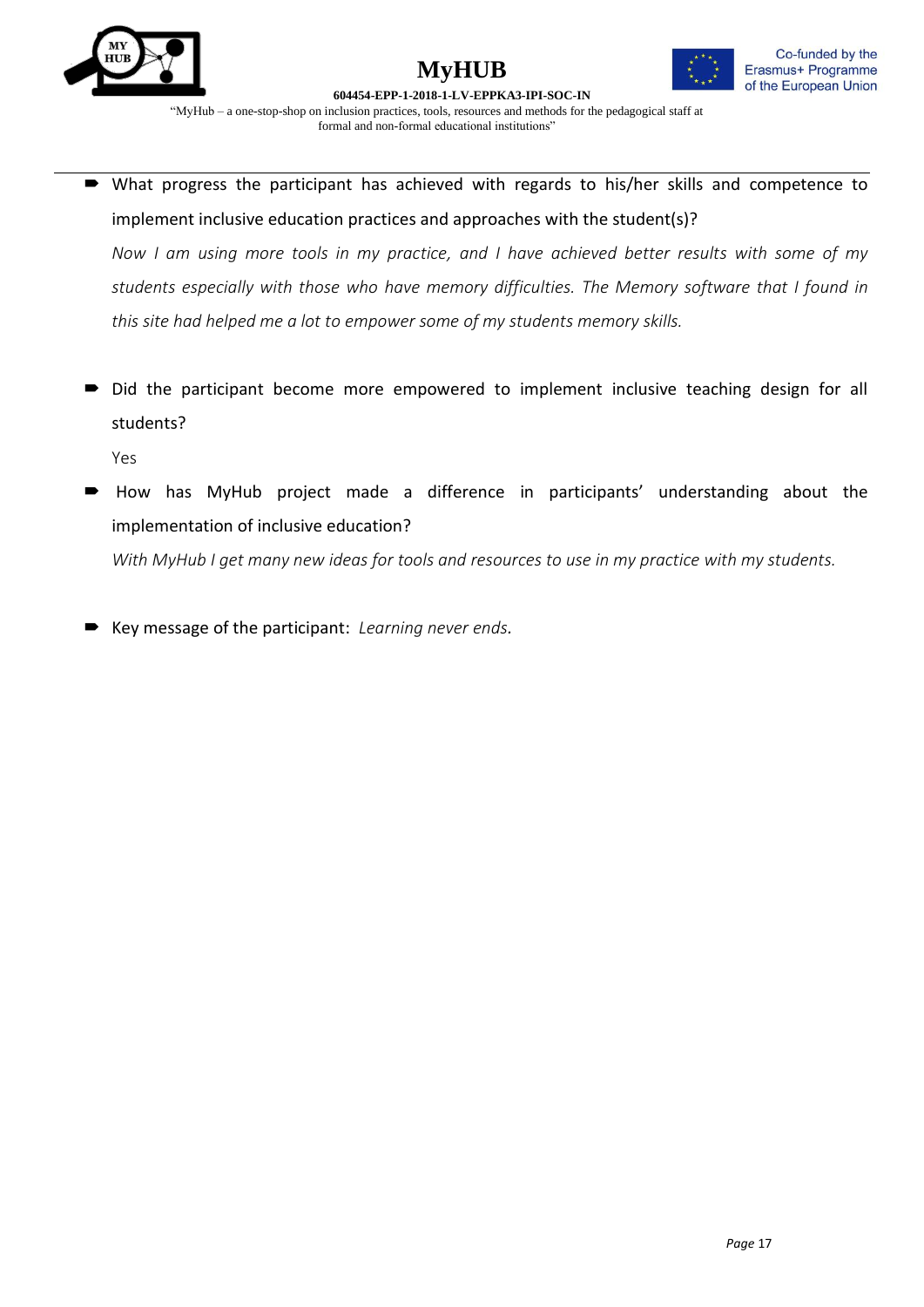- What progress the participant has achieved with regards to his/her skills and competence to implement inclusive education practices and approaches with the student(s)?

  *Now I am using more tools in my practice, and I have achieved better results with some of my students especially with those who have memory difficulties. The Memory software that I found in this site had helped me a lot to empower some of my students memory skills.*

- Did the participant become more empowered to implement inclusive teaching design for all students?

  Yes

- How has MyHub project made a difference in participants' understanding about the implementation of inclusive education?

  *With MyHub I get many new ideas for tools and resources to use in my practice with my students.*

- Key message of the participant: *Learning never ends.*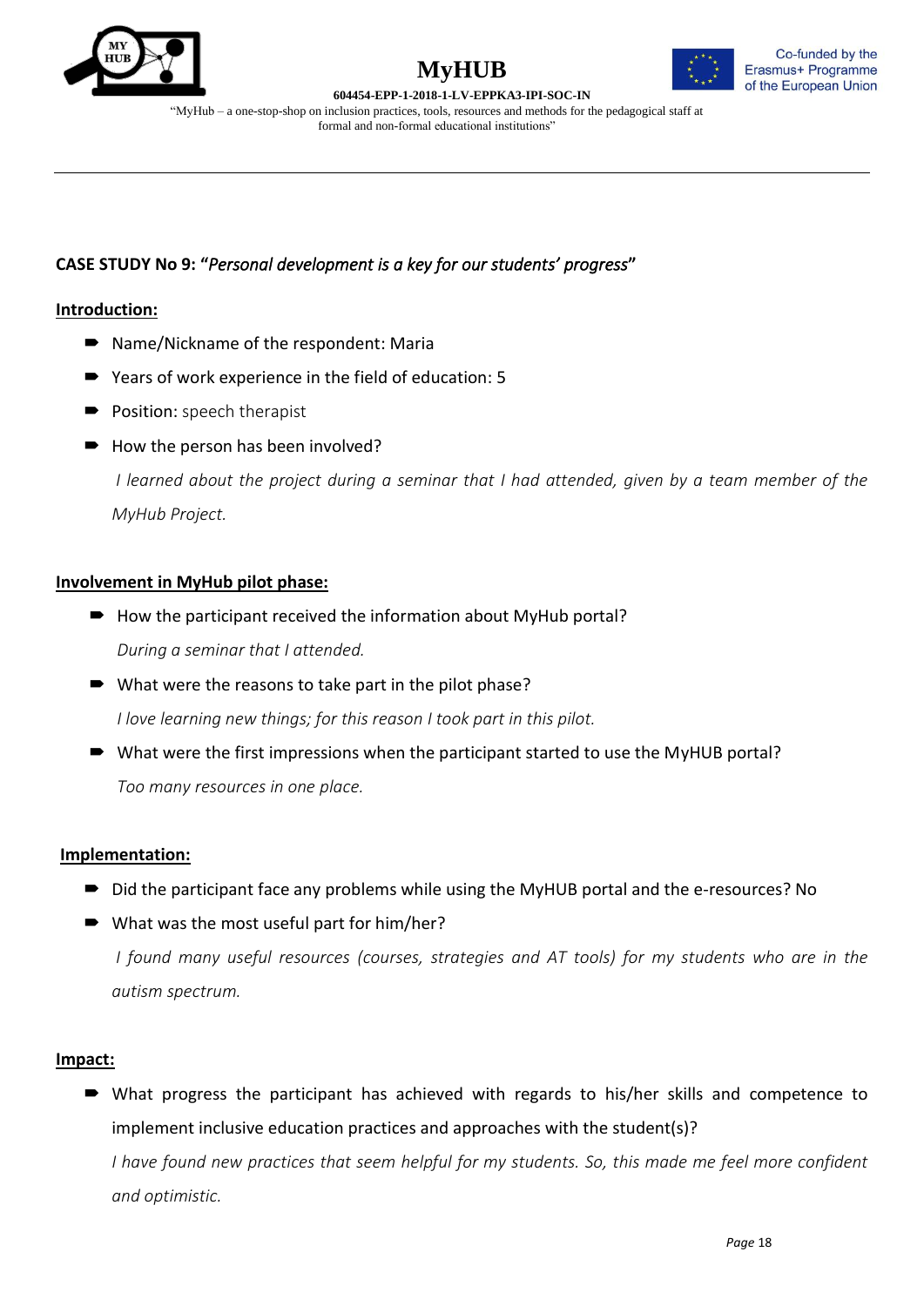**CASE STUDY No 9: "*Personal development is a key for our students' progress*"**

**Introduction:**

- Name/Nickname of the respondent: Maria
- Years of work experience in the field of education: 5
- Position: speech therapist
- How the person has been involved?

  *I learned about the project during a seminar that I had attended, given by a team member of the MyHub Project.*

**Involvement in MyHub pilot phase:**

- How the participant received the information about MyHub portal?

  *During a seminar that I attended.*

- What were the reasons to take part in the pilot phase?

  *I love learning new things; for this reason I took part in this pilot.*

- What were the first impressions when the participant started to use the MyHUB portal?

  *Too many resources in one place.*

**Implementation:**

- Did the participant face any problems while using the MyHUB portal and the e-resources? No
- What was the most useful part for him/her?

  *I found many useful resources (courses, strategies and AT tools) for my students who are in the autism spectrum.*

**Impact:**

- What progress the participant has achieved with regards to his/her skills and competence to implement inclusive education practices and approaches with the student(s)?

  *I have found new practices that seem helpful for my students. So, this made me feel more confident and optimistic.*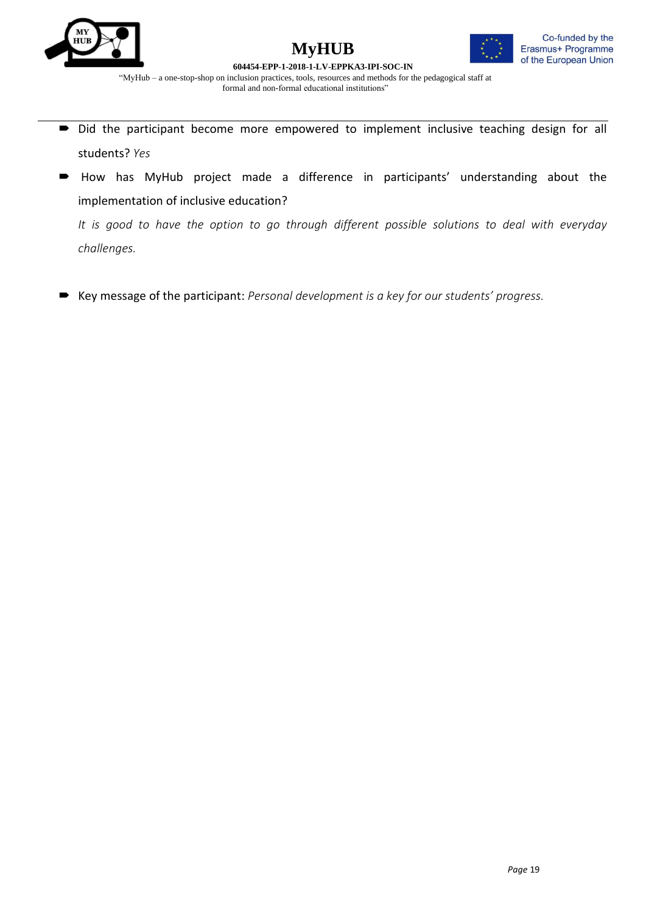- Did the participant become more empowered to implement inclusive teaching design for all students? *Yes*
- How has MyHub project made a difference in participants' understanding about the implementation of inclusive education?

  *It is good to have the option to go through different possible solutions to deal with everyday challenges.*

- Key message of the participant: *Personal development is a key for our students' progress.*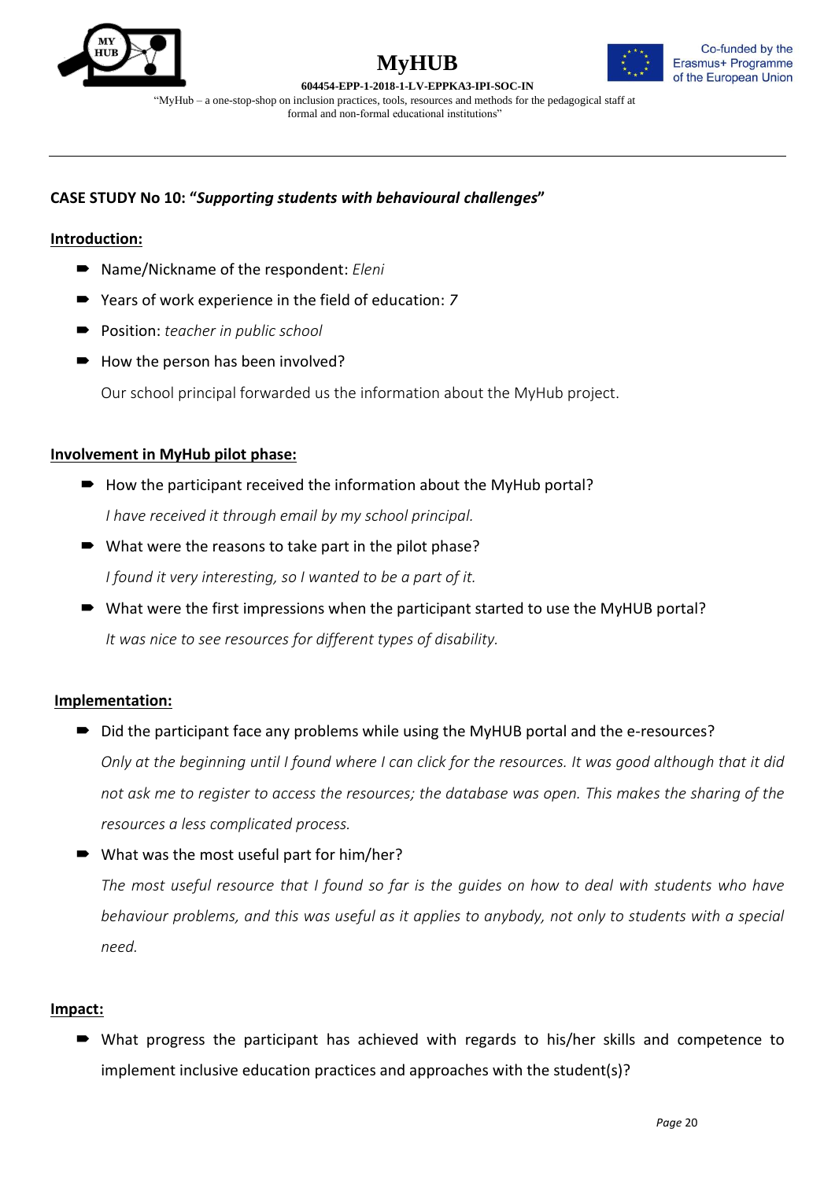**CASE STUDY No 10: "*Supporting students with behavioural challenges*"**

**Introduction:**

- Name/Nickname of the respondent: *Eleni*
- Years of work experience in the field of education: *7*
- Position: *teacher in public school*
- How the person has been involved?

  Our school principal forwarded us the information about the MyHub project.

**Involvement in MyHub pilot phase:**

- How the participant received the information about the MyHub portal?

  *I have received it through email by my school principal.*
- What were the reasons to take part in the pilot phase?

  *I found it very interesting, so I wanted to be a part of it.*
- What were the first impressions when the participant started to use the MyHUB portal?

  *It was nice to see resources for different types of disability.*

**Implementation:**

- Did the participant face any problems while using the MyHUB portal and the e-resources?

  *Only at the beginning until I found where I can click for the resources. It was good although that it did not ask me to register to access the resources; the database was open. This makes the sharing of the resources a less complicated process.*
- What was the most useful part for him/her?

  *The most useful resource that I found so far is the guides on how to deal with students who have behaviour problems, and this was useful as it applies to anybody, not only to students with a special need.*

**Impact:**

- What progress the participant has achieved with regards to his/her skills and competence to implement inclusive education practices and approaches with the student(s)?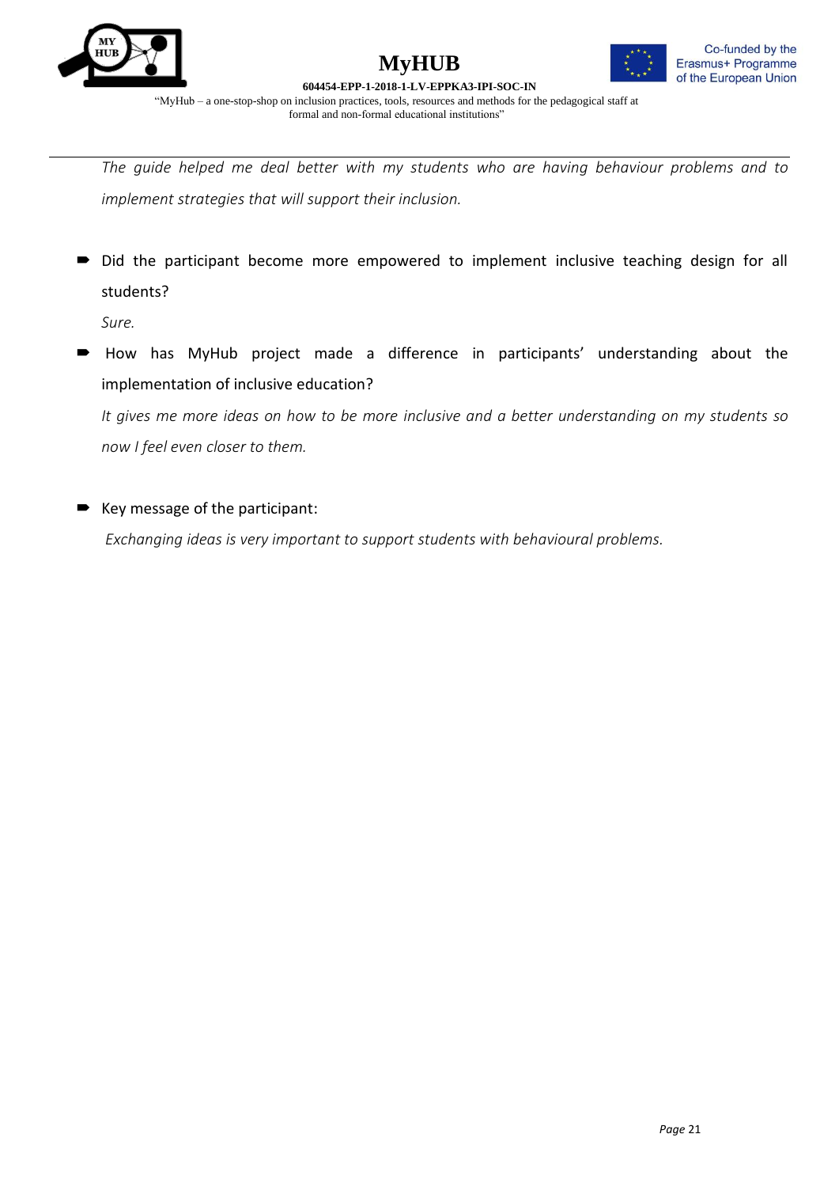*The guide helped me deal better with my students who are having behaviour problems and to implement strategies that will support their inclusion.*

- Did the participant become more empowered to implement inclusive teaching design for all students?

  *Sure.*

- How has MyHub project made a difference in participants' understanding about the implementation of inclusive education?

  *It gives me more ideas on how to be more inclusive and a better understanding on my students so now I feel even closer to them.*

- Key message of the participant:

  *Exchanging ideas is very important to support students with behavioural problems.*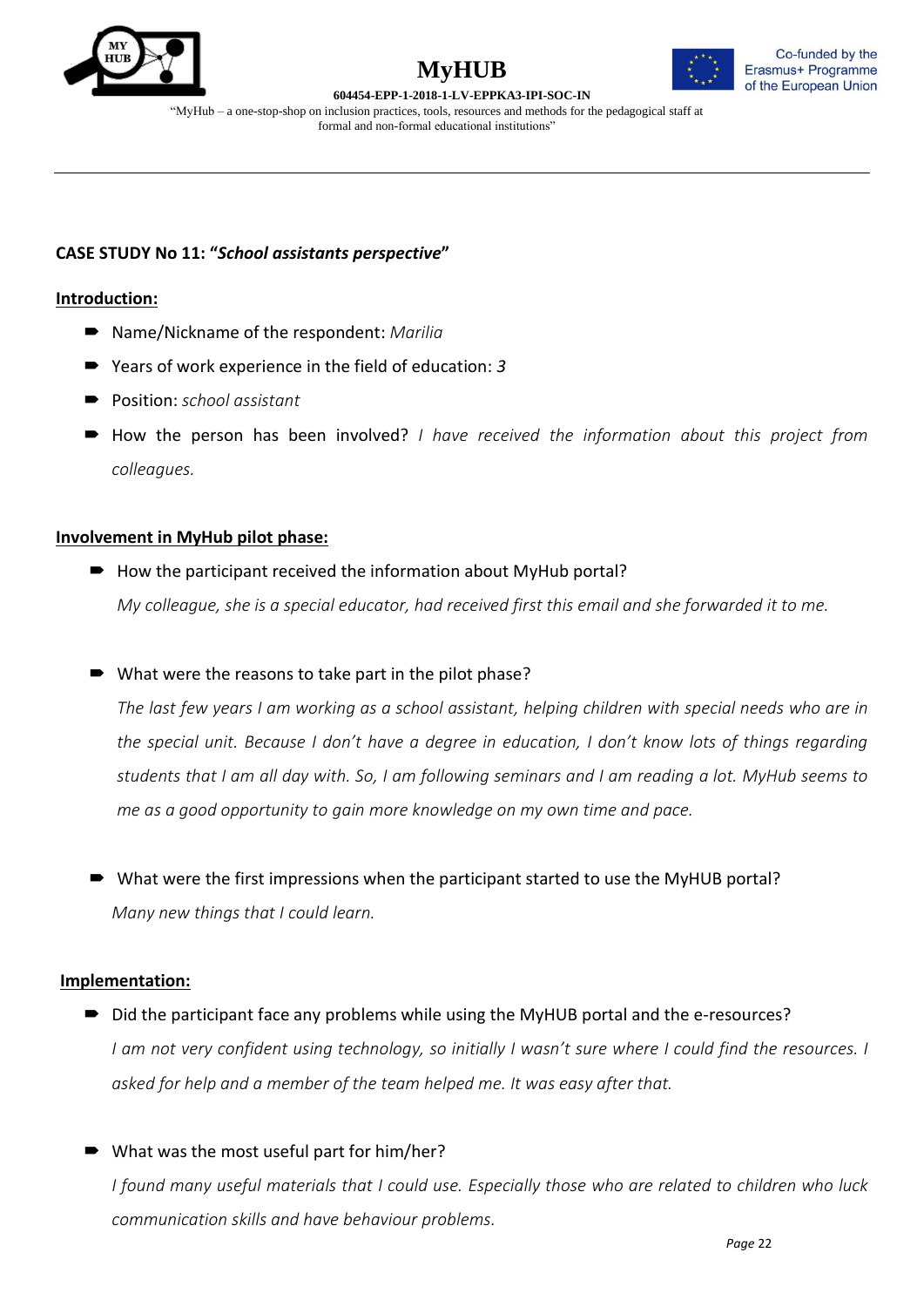**CASE STUDY No 11: "*School assistants perspective*"**

**Introduction:**

- Name/Nickname of the respondent: *Marilia*
- Years of work experience in the field of education: *3*
- Position: *school assistant*
- How the person has been involved? *I have received the information about this project from colleagues.*

**Involvement in MyHub pilot phase:**

- How the participant received the information about MyHub portal?

  *My colleague, she is a special educator, had received first this email and she forwarded it to me.*

- What were the reasons to take part in the pilot phase?

  *The last few years I am working as a school assistant, helping children with special needs who are in the special unit. Because I don't have a degree in education, I don't know lots of things regarding students that I am all day with. So, I am following seminars and I am reading a lot. MyHub seems to me as a good opportunity to gain more knowledge on my own time and pace.*

- What were the first impressions when the participant started to use the MyHUB portal?

  *Many new things that I could learn.*

**Implementation:**

- Did the participant face any problems while using the MyHUB portal and the e-resources?

  *I am not very confident using technology, so initially I wasn't sure where I could find the resources. I asked for help and a member of the team helped me. It was easy after that.*

- What was the most useful part for him/her?

  *I found many useful materials that I could use. Especially those who are related to children who luck communication skills and have behaviour problems.*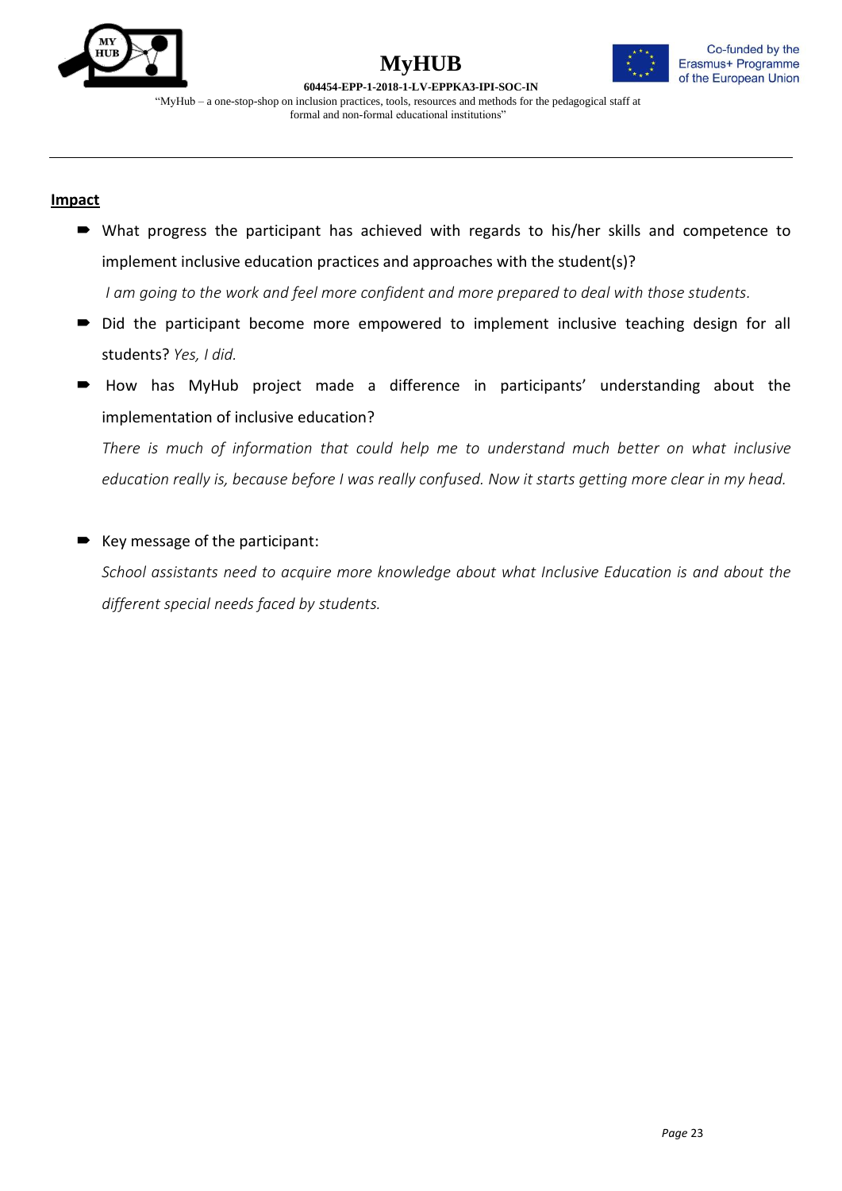**Impact**

- What progress the participant has achieved with regards to his/her skills and competence to implement inclusive education practices and approaches with the student(s)?

  *I am going to the work and feel more confident and more prepared to deal with those students.*

- Did the participant become more empowered to implement inclusive teaching design for all students? *Yes, I did.*

- How has MyHub project made a difference in participants' understanding about the implementation of inclusive education?

  *There is much of information that could help me to understand much better on what inclusive education really is, because before I was really confused. Now it starts getting more clear in my head.*

- Key message of the participant:

  *School assistants need to acquire more knowledge about what Inclusive Education is and about the different special needs faced by students.*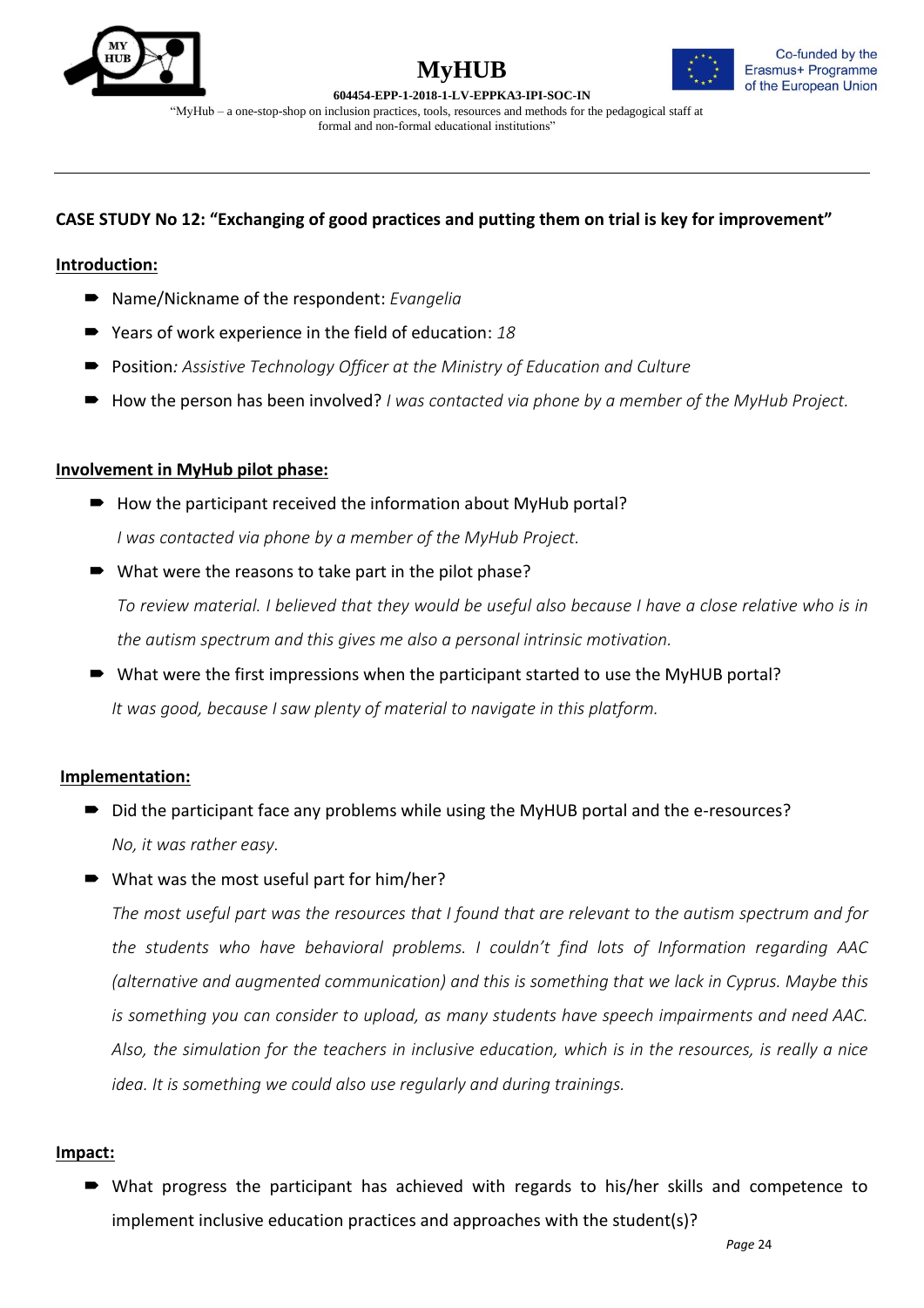**CASE STUDY No 12: "Exchanging of good practices and putting them on trial is key for improvement"**

**Introduction:**

- Name/Nickname of the respondent: *Evangelia*
- Years of work experience in the field of education: *18*
- Position*: Assistive Technology Officer at the Ministry of Education and Culture*
- How the person has been involved? *I was contacted via phone by a member of the MyHub Project.*

**Involvement in MyHub pilot phase:**

- How the participant received the information about MyHub portal?

  *I was contacted via phone by a member of the MyHub Project.*
- What were the reasons to take part in the pilot phase?

  *To review material. I believed that they would be useful also because I have a close relative who is in the autism spectrum and this gives me also a personal intrinsic motivation.*
- What were the first impressions when the participant started to use the MyHUB portal?

  *It was good, because I saw plenty of material to navigate in this platform.*

**Implementation:**

- Did the participant face any problems while using the MyHUB portal and the e-resources?

  *No, it was rather easy.*
- What was the most useful part for him/her?

  *The most useful part was the resources that I found that are relevant to the autism spectrum and for the students who have behavioral problems. I couldn't find lots of Information regarding AAC (alternative and augmented communication) and this is something that we lack in Cyprus. Maybe this is something you can consider to upload, as many students have speech impairments and need AAC. Also, the simulation for the teachers in inclusive education, which is in the resources, is really a nice idea. It is something we could also use regularly and during trainings.*

**Impact:**

- What progress the participant has achieved with regards to his/her skills and competence to implement inclusive education practices and approaches with the student(s)?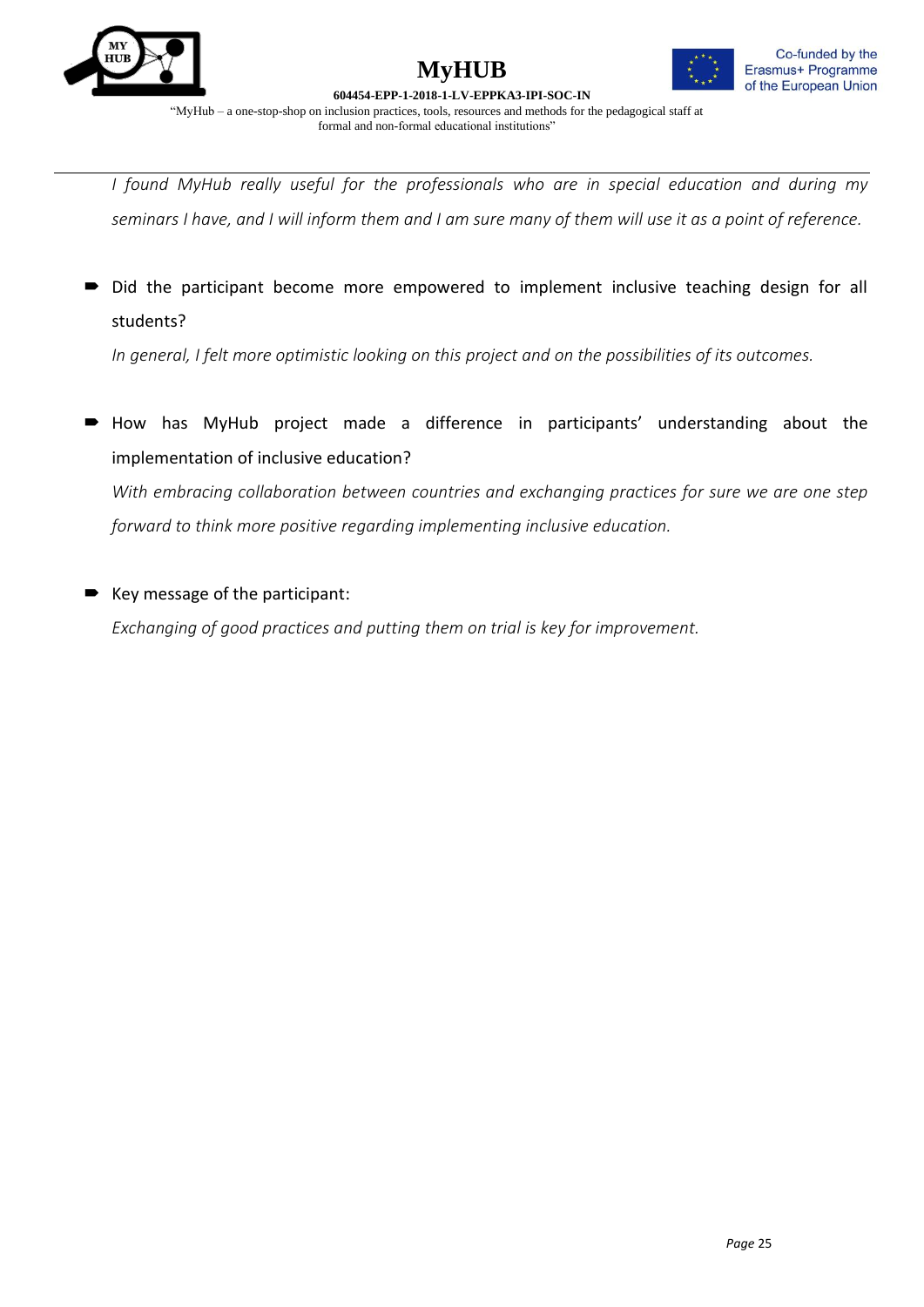*I found MyHub really useful for the professionals who are in special education and during my seminars I have, and I will inform them and I am sure many of them will use it as a point of reference.*

- Did the participant become more empowered to implement inclusive teaching design for all students?

  *In general, I felt more optimistic looking on this project and on the possibilities of its outcomes.*

- How has MyHub project made a difference in participants' understanding about the implementation of inclusive education?

  *With embracing collaboration between countries and exchanging practices for sure we are one step forward to think more positive regarding implementing inclusive education.*

- Key message of the participant:

  *Exchanging of good practices and putting them on trial is key for improvement.*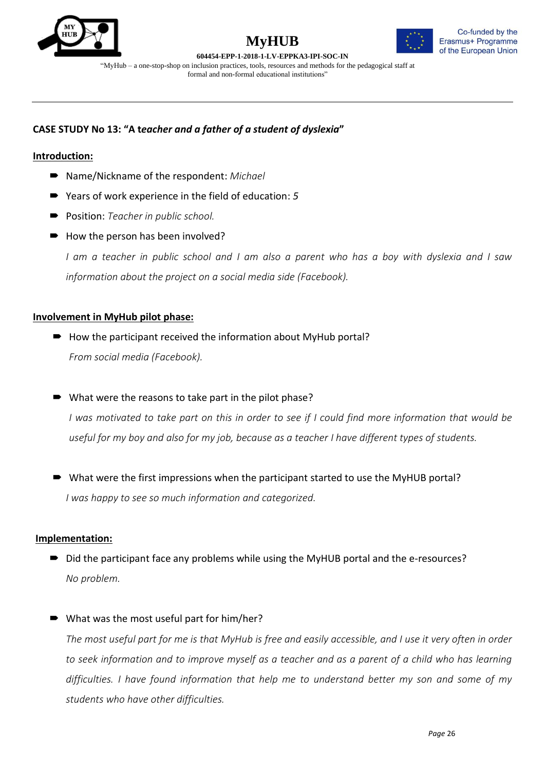**CASE STUDY No 13: "A t*eacher and a father of a student of dyslexia*"**

**Introduction:**

- Name/Nickname of the respondent: *Michael*
- Years of work experience in the field of education: *5*
- Position: *Teacher in public school.*
- How the person has been involved?

  *I am a teacher in public school and I am also a parent who has a boy with dyslexia and I saw information about the project on a social media side (Facebook).*

**Involvement in MyHub pilot phase:**

- How the participant received the information about MyHub portal?

  *From social media (Facebook).*

- What were the reasons to take part in the pilot phase?

  *I was motivated to take part on this in order to see if I could find more information that would be useful for my boy and also for my job, because as a teacher I have different types of students.*

- What were the first impressions when the participant started to use the MyHUB portal?

  *I was happy to see so much information and categorized.*

**Implementation:**

- Did the participant face any problems while using the MyHUB portal and the e-resources?

  *No problem.*

- What was the most useful part for him/her?

  *The most useful part for me is that MyHub is free and easily accessible, and I use it very often in order to seek information and to improve myself as a teacher and as a parent of a child who has learning difficulties. I have found information that help me to understand better my son and some of my students who have other difficulties.*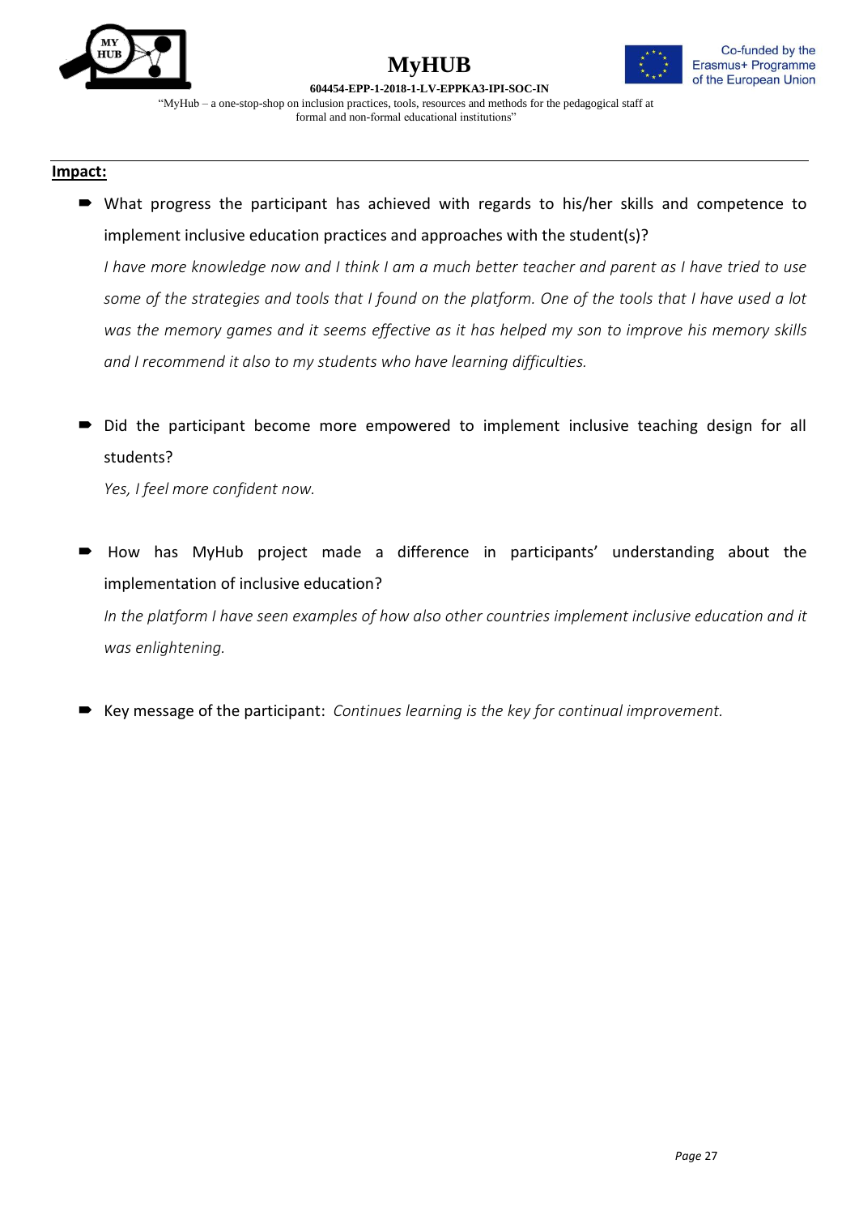**Impact:**

- What progress the participant has achieved with regards to his/her skills and competence to implement inclusive education practices and approaches with the student(s)?
  *I have more knowledge now and I think I am a much better teacher and parent as I have tried to use some of the strategies and tools that I found on the platform. One of the tools that I have used a lot was the memory games and it seems effective as it has helped my son to improve his memory skills and I recommend it also to my students who have learning difficulties.*

- Did the participant become more empowered to implement inclusive teaching design for all students?
  *Yes, I feel more confident now.*

- How has MyHub project made a difference in participants' understanding about the implementation of inclusive education?
  *In the platform I have seen examples of how also other countries implement inclusive education and it was enlightening.*

- Key message of the participant: *Continues learning is the key for continual improvement.*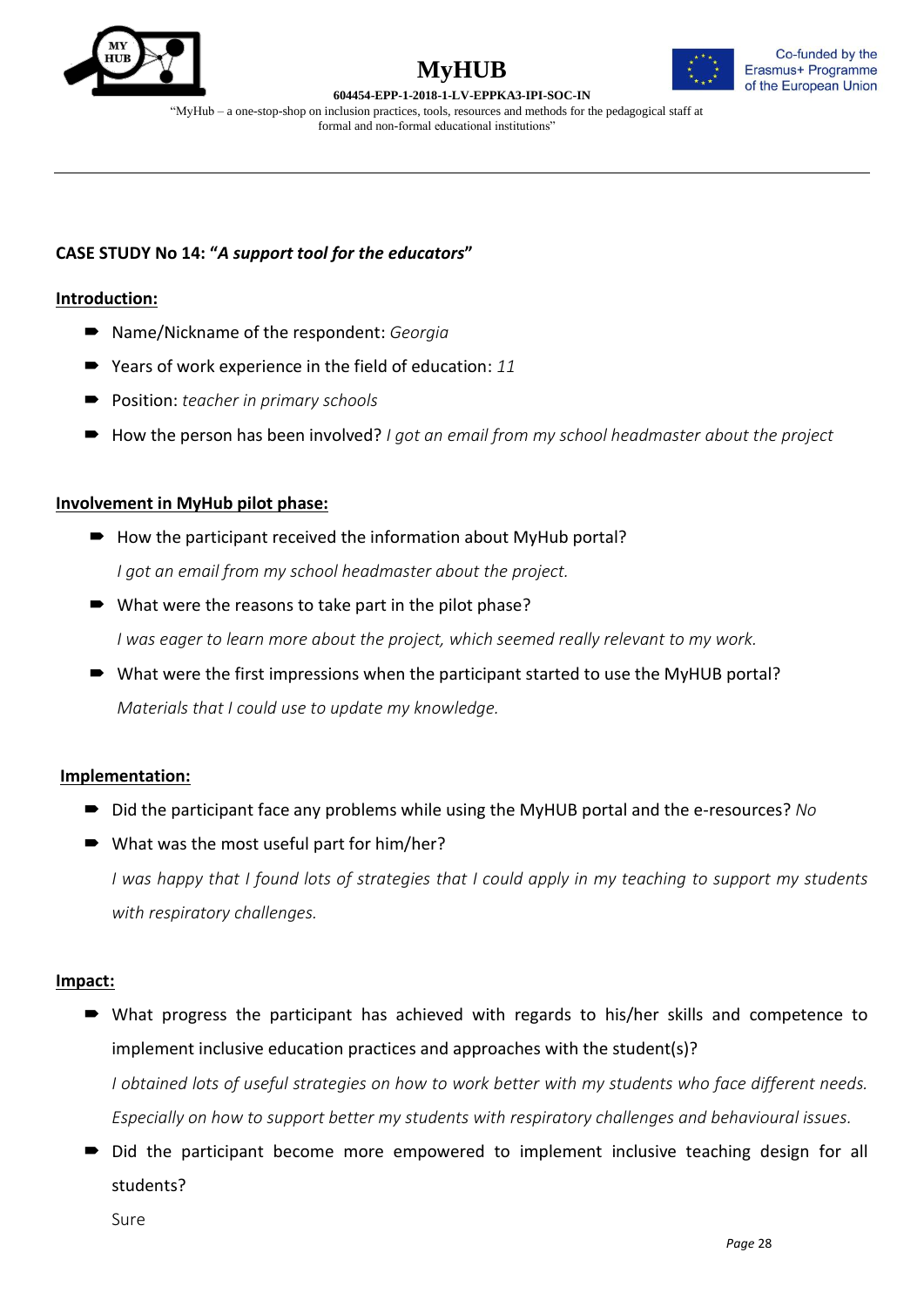**CASE STUDY No 14: "*A support tool for the educators*"**

**Introduction:**

- Name/Nickname of the respondent: *Georgia*
- Years of work experience in the field of education: *11*
- Position: *teacher in primary schools*
- How the person has been involved? *I got an email from my school headmaster about the project*

**Involvement in MyHub pilot phase:**

- How the participant received the information about MyHub portal?

  *I got an email from my school headmaster about the project.*

- What were the reasons to take part in the pilot phase?

  *I was eager to learn more about the project, which seemed really relevant to my work.*

- What were the first impressions when the participant started to use the MyHUB portal?

  *Materials that I could use to update my knowledge.*

**Implementation:**

- Did the participant face any problems while using the MyHUB portal and the e-resources? *No*
- What was the most useful part for him/her?

  *I was happy that I found lots of strategies that I could apply in my teaching to support my students with respiratory challenges.*

**Impact:**

- What progress the participant has achieved with regards to his/her skills and competence to implement inclusive education practices and approaches with the student(s)?

  *I obtained lots of useful strategies on how to work better with my students who face different needs. Especially on how to support better my students with respiratory challenges and behavioural issues.*

- Did the participant become more empowered to implement inclusive teaching design for all students?

  Sure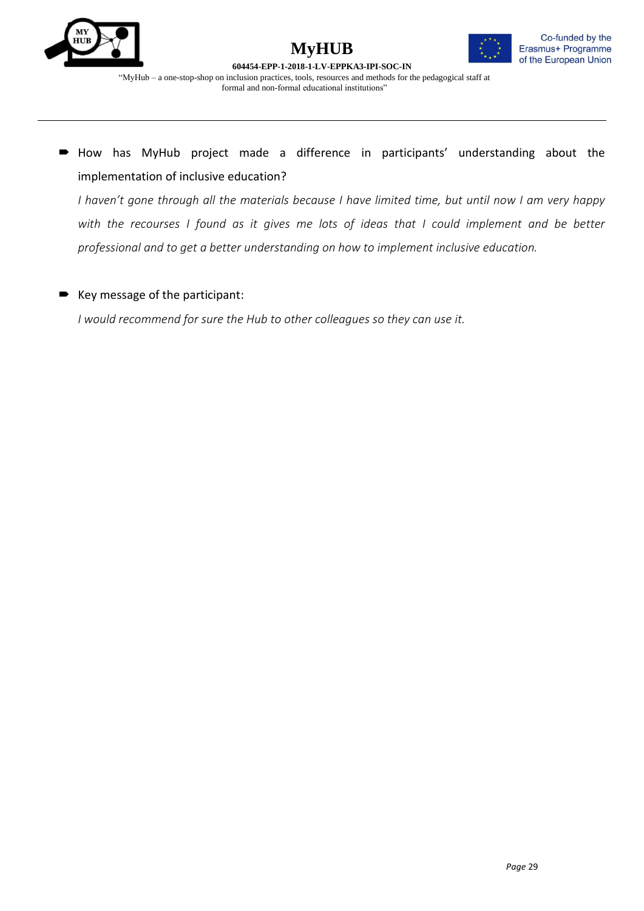- How has MyHub project made a difference in participants' understanding about the implementation of inclusive education?

  *I haven't gone through all the materials because I have limited time, but until now I am very happy with the recourses I found as it gives me lots of ideas that I could implement and be better professional and to get a better understanding on how to implement inclusive education.*

- Key message of the participant:

  *I would recommend for sure the Hub to other colleagues so they can use it.*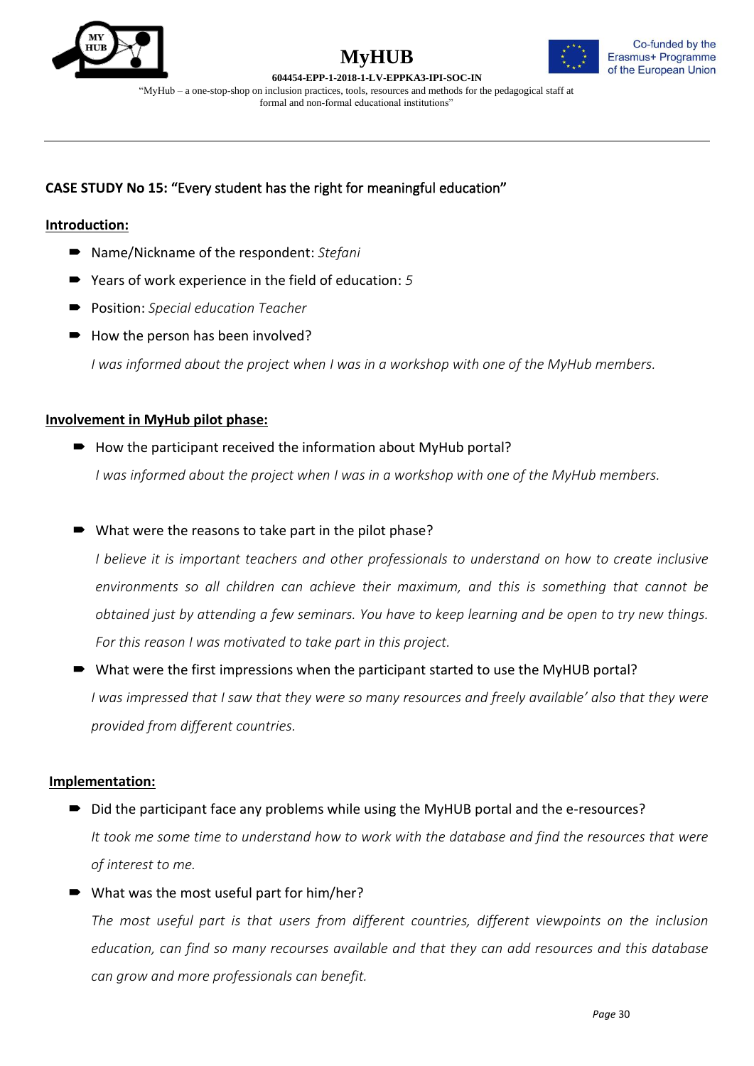**CASE STUDY No 15: "Every student has the right for meaningful education"**

**Introduction:**

- Name/Nickname of the respondent: *Stefani*
- Years of work experience in the field of education: *5*
- Position: *Special education Teacher*
- How the person has been involved?

  *I was informed about the project when I was in a workshop with one of the MyHub members.*

**Involvement in MyHub pilot phase:**

- How the participant received the information about MyHub portal?

  *I was informed about the project when I was in a workshop with one of the MyHub members.*

- What were the reasons to take part in the pilot phase?

  *I believe it is important teachers and other professionals to understand on how to create inclusive environments so all children can achieve their maximum, and this is something that cannot be obtained just by attending a few seminars. You have to keep learning and be open to try new things. For this reason I was motivated to take part in this project.*

- What were the first impressions when the participant started to use the MyHUB portal?

  *I was impressed that I saw that they were so many resources and freely available' also that they were provided from different countries.*

**Implementation:**

- Did the participant face any problems while using the MyHUB portal and the e-resources?

  *It took me some time to understand how to work with the database and find the resources that were of interest to me.*

- What was the most useful part for him/her?

  *The most useful part is that users from different countries, different viewpoints on the inclusion education, can find so many recourses available and that they can add resources and this database can grow and more professionals can benefit.*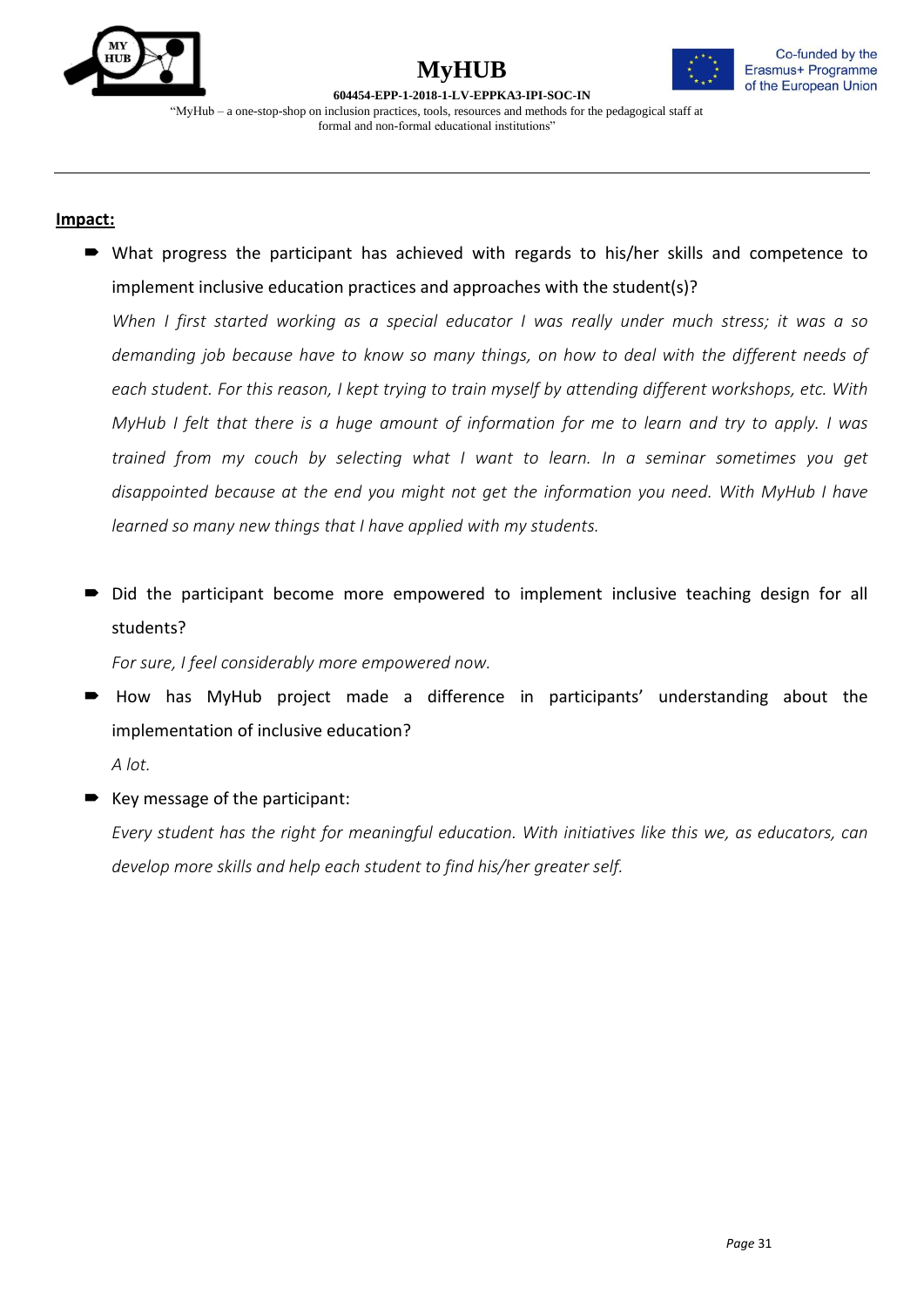**Impact:**

- What progress the participant has achieved with regards to his/her skills and competence to implement inclusive education practices and approaches with the student(s)?

  *When I first started working as a special educator I was really under much stress; it was a so demanding job because have to know so many things, on how to deal with the different needs of each student. For this reason, I kept trying to train myself by attending different workshops, etc. With MyHub I felt that there is a huge amount of information for me to learn and try to apply. I was trained from my couch by selecting what I want to learn. In a seminar sometimes you get disappointed because at the end you might not get the information you need. With MyHub I have learned so many new things that I have applied with my students.*

- Did the participant become more empowered to implement inclusive teaching design for all students?

  *For sure, I feel considerably more empowered now.*

- How has MyHub project made a difference in participants' understanding about the implementation of inclusive education?

  *A lot.*

- Key message of the participant:

  *Every student has the right for meaningful education. With initiatives like this we, as educators, can develop more skills and help each student to find his/her greater self.*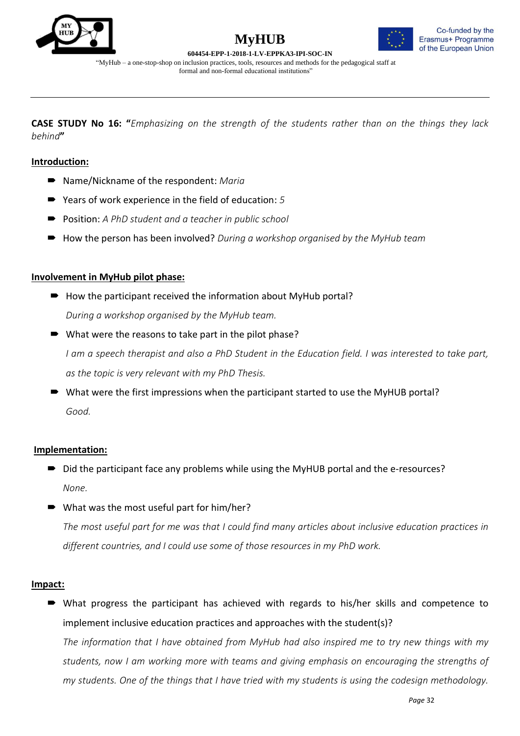**CASE STUDY No 16: "***Emphasizing on the strength of the students rather than on the things they lack behind***"**

**Introduction:**

- Name/Nickname of the respondent: *Maria*
- Years of work experience in the field of education: *5*
- Position: *A PhD student and a teacher in public school*
- How the person has been involved? *During a workshop organised by the MyHub team*

**Involvement in MyHub pilot phase:**

- How the participant received the information about MyHub portal?

  *During a workshop organised by the MyHub team.*

- What were the reasons to take part in the pilot phase?

  *I am a speech therapist and also a PhD Student in the Education field. I was interested to take part, as the topic is very relevant with my PhD Thesis.*

- What were the first impressions when the participant started to use the MyHUB portal?

  *Good.*

**Implementation:**

- Did the participant face any problems while using the MyHUB portal and the e-resources?

  *None.*

- What was the most useful part for him/her?

  *The most useful part for me was that I could find many articles about inclusive education practices in different countries, and I could use some of those resources in my PhD work.*

**Impact:**

- What progress the participant has achieved with regards to his/her skills and competence to implement inclusive education practices and approaches with the student(s)?

  *The information that I have obtained from MyHub had also inspired me to try new things with my students, now I am working more with teams and giving emphasis on encouraging the strengths of my students. One of the things that I have tried with my students is using the codesign methodology.*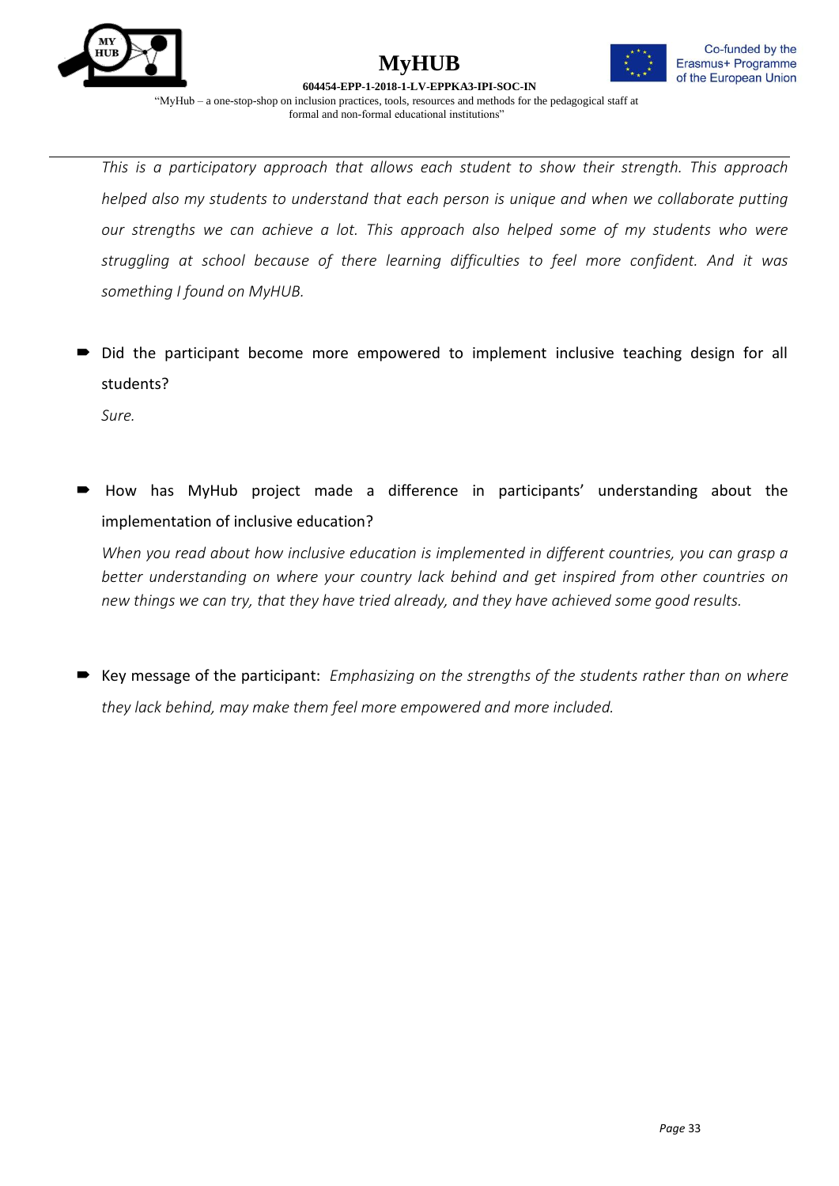*This is a participatory approach that allows each student to show their strength. This approach helped also my students to understand that each person is unique and when we collaborate putting our strengths we can achieve a lot. This approach also helped some of my students who were struggling at school because of there learning difficulties to feel more confident. And it was something I found on MyHUB.*

- Did the participant become more empowered to implement inclusive teaching design for all students?

  *Sure.*

- How has MyHub project made a difference in participants' understanding about the implementation of inclusive education?

  *When you read about how inclusive education is implemented in different countries, you can grasp a better understanding on where your country lack behind and get inspired from other countries on new things we can try, that they have tried already, and they have achieved some good results.*

- Key message of the participant: *Emphasizing on the strengths of the students rather than on where they lack behind, may make them feel more empowered and more included.*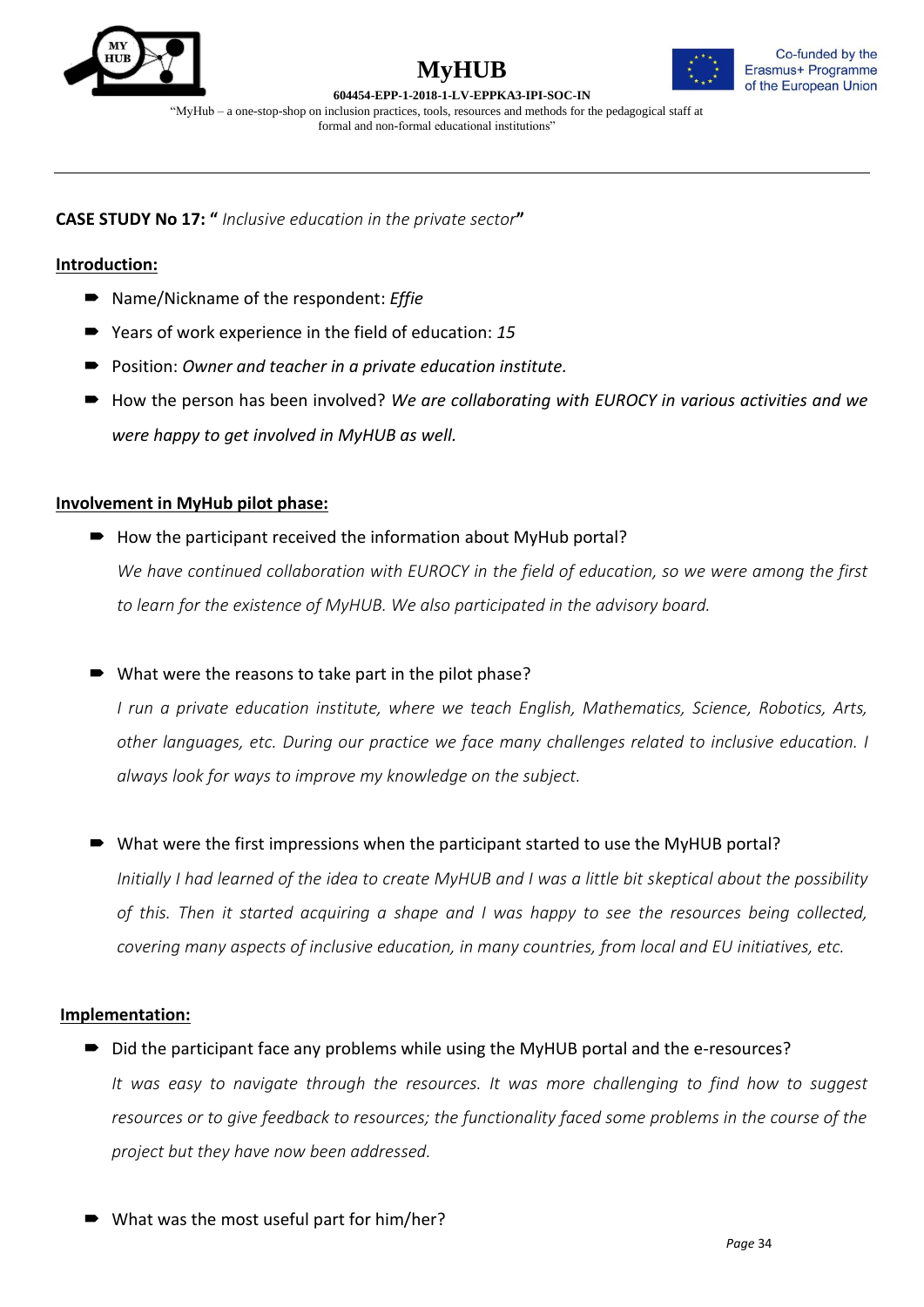**CASE STUDY No 17: "** *Inclusive education in the private sector***"**

**Introduction:**

- Name/Nickname of the respondent: *Effie*
- Years of work experience in the field of education: *15*
- Position: *Owner and teacher in a private education institute.*
- How the person has been involved? *We are collaborating with EUROCY in various activities and we were happy to get involved in MyHUB as well.*

**Involvement in MyHub pilot phase:**

- How the participant received the information about MyHub portal?

  *We have continued collaboration with EUROCY in the field of education, so we were among the first to learn for the existence of MyHUB. We also participated in the advisory board.*

- What were the reasons to take part in the pilot phase?

  *I run a private education institute, where we teach English, Mathematics, Science, Robotics, Arts, other languages, etc. During our practice we face many challenges related to inclusive education. I always look for ways to improve my knowledge on the subject.*

- What were the first impressions when the participant started to use the MyHUB portal?

  *Initially I had learned of the idea to create MyHUB and I was a little bit skeptical about the possibility of this. Then it started acquiring a shape and I was happy to see the resources being collected, covering many aspects of inclusive education, in many countries, from local and EU initiatives, etc.*

**Implementation:**

- Did the participant face any problems while using the MyHUB portal and the e-resources?

  *It was easy to navigate through the resources. It was more challenging to find how to suggest resources or to give feedback to resources; the functionality faced some problems in the course of the project but they have now been addressed.*

- What was the most useful part for him/her?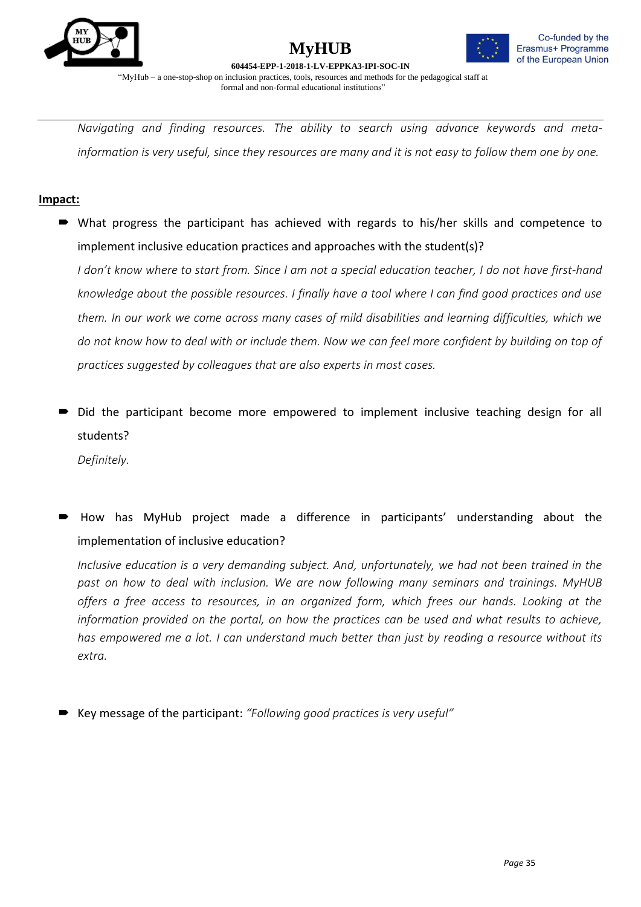*Navigating and finding resources. The ability to search using advance keywords and meta-information is very useful, since they resources are many and it is not easy to follow them one by one.*

**Impact:**

- What progress the participant has achieved with regards to his/her skills and competence to implement inclusive education practices and approaches with the student(s)?

  *I don't know where to start from. Since I am not a special education teacher, I do not have first-hand knowledge about the possible resources. I finally have a tool where I can find good practices and use them. In our work we come across many cases of mild disabilities and learning difficulties, which we do not know how to deal with or include them. Now we can feel more confident by building on top of practices suggested by colleagues that are also experts in most cases.*

- Did the participant become more empowered to implement inclusive teaching design for all students?

  *Definitely.*

- How has MyHub project made a difference in participants' understanding about the implementation of inclusive education?

  *Inclusive education is a very demanding subject. And, unfortunately, we had not been trained in the past on how to deal with inclusion. We are now following many seminars and trainings. MyHUB offers a free access to resources, in an organized form, which frees our hands. Looking at the information provided on the portal, on how the practices can be used and what results to achieve, has empowered me a lot. I can understand much better than just by reading a resource without its extra.*

- Key message of the participant: *"Following good practices is very useful"*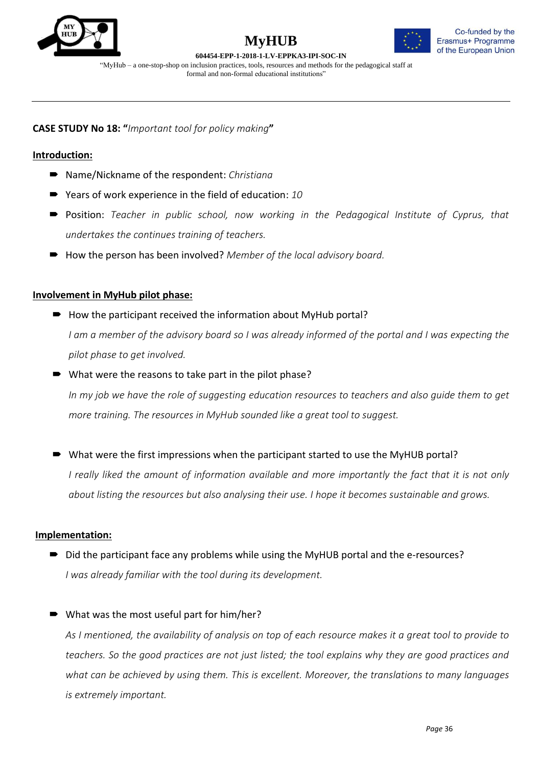**CASE STUDY No 18: "***Important tool for policy making***"**

**Introduction:**

- Name/Nickname of the respondent: *Christiana*
- Years of work experience in the field of education: *10*
- Position: *Teacher in public school, now working in the Pedagogical Institute of Cyprus, that undertakes the continues training of teachers.*
- How the person has been involved? *Member of the local advisory board.*

**Involvement in MyHub pilot phase:**

- How the participant received the information about MyHub portal?

  *I am a member of the advisory board so I was already informed of the portal and I was expecting the pilot phase to get involved.*
- What were the reasons to take part in the pilot phase?

  *In my job we have the role of suggesting education resources to teachers and also guide them to get more training. The resources in MyHub sounded like a great tool to suggest.*
- What were the first impressions when the participant started to use the MyHUB portal?

  *I really liked the amount of information available and more importantly the fact that it is not only about listing the resources but also analysing their use. I hope it becomes sustainable and grows.*

**Implementation:**

- Did the participant face any problems while using the MyHUB portal and the e-resources?

  *I was already familiar with the tool during its development.*
- What was the most useful part for him/her?

  *As I mentioned, the availability of analysis on top of each resource makes it a great tool to provide to teachers. So the good practices are not just listed; the tool explains why they are good practices and what can be achieved by using them. This is excellent. Moreover, the translations to many languages is extremely important.*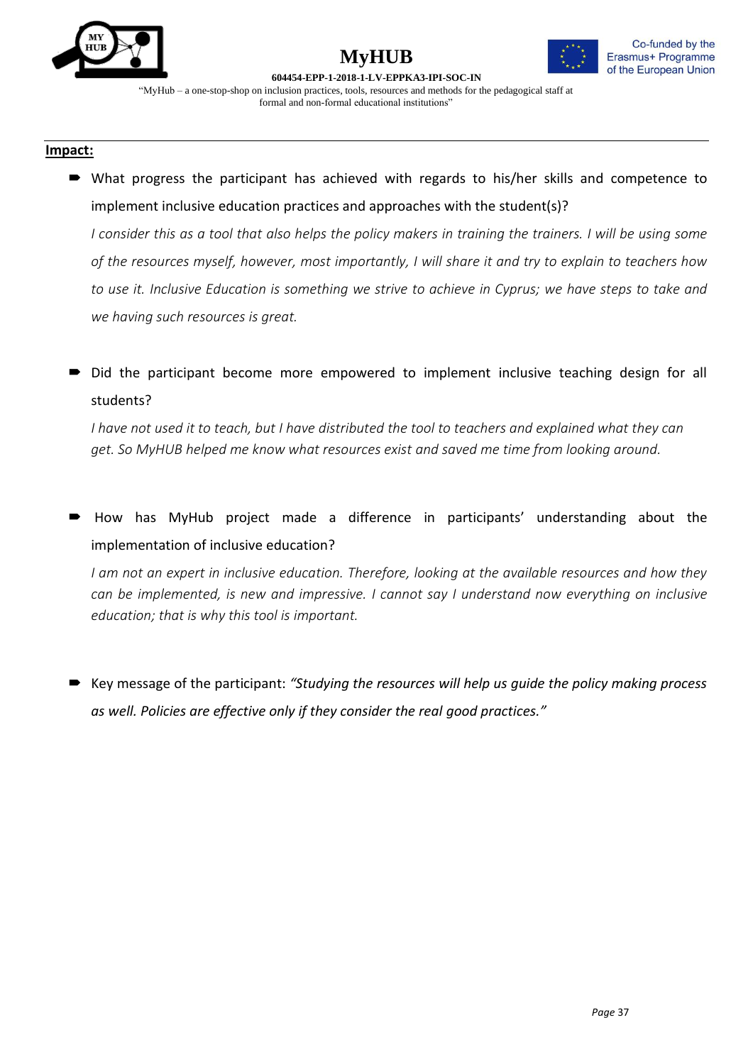**Impact:**

- What progress the participant has achieved with regards to his/her skills and competence to implement inclusive education practices and approaches with the student(s)?

  *I consider this as a tool that also helps the policy makers in training the trainers. I will be using some of the resources myself, however, most importantly, I will share it and try to explain to teachers how to use it. Inclusive Education is something we strive to achieve in Cyprus; we have steps to take and we having such resources is great.*

- Did the participant become more empowered to implement inclusive teaching design for all students?

  *I have not used it to teach, but I have distributed the tool to teachers and explained what they can get. So MyHUB helped me know what resources exist and saved me time from looking around.*

- How has MyHub project made a difference in participants' understanding about the implementation of inclusive education?

  *I am not an expert in inclusive education. Therefore, looking at the available resources and how they can be implemented, is new and impressive. I cannot say I understand now everything on inclusive education; that is why this tool is important.*

- Key message of the participant: *"Studying the resources will help us guide the policy making process as well. Policies are effective only if they consider the real good practices."*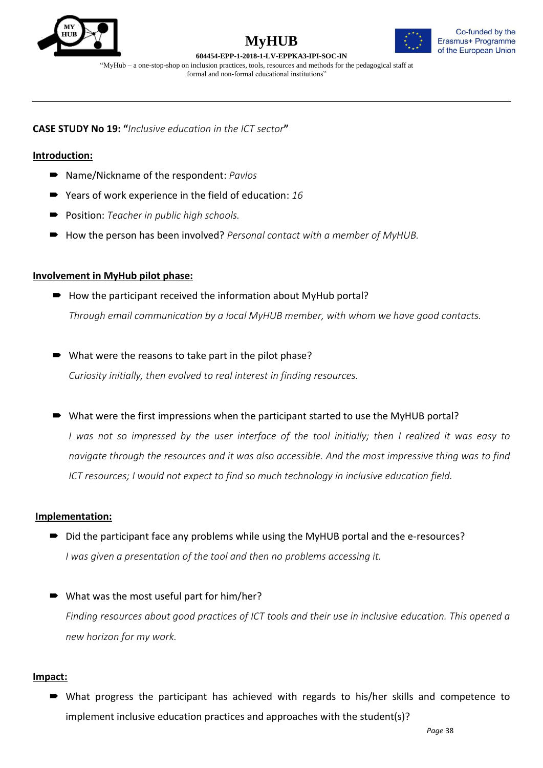**CASE STUDY No 19: "***Inclusive education in the ICT sector***"**

**Introduction:**

- Name/Nickname of the respondent: *Pavlos*
- Years of work experience in the field of education: *16*
- Position: *Teacher in public high schools.*
- How the person has been involved? *Personal contact with a member of MyHUB.*

**Involvement in MyHub pilot phase:**

- How the participant received the information about MyHub portal?

  *Through email communication by a local MyHUB member, with whom we have good contacts.*

- What were the reasons to take part in the pilot phase?

  *Curiosity initially, then evolved to real interest in finding resources.*

- What were the first impressions when the participant started to use the MyHUB portal?

  *I was not so impressed by the user interface of the tool initially; then I realized it was easy to navigate through the resources and it was also accessible. And the most impressive thing was to find ICT resources; I would not expect to find so much technology in inclusive education field.*

**Implementation:**

- Did the participant face any problems while using the MyHUB portal and the e-resources?

  *I was given a presentation of the tool and then no problems accessing it.*

- What was the most useful part for him/her?

  *Finding resources about good practices of ICT tools and their use in inclusive education. This opened a new horizon for my work.*

**Impact:**

- What progress the participant has achieved with regards to his/her skills and competence to implement inclusive education practices and approaches with the student(s)?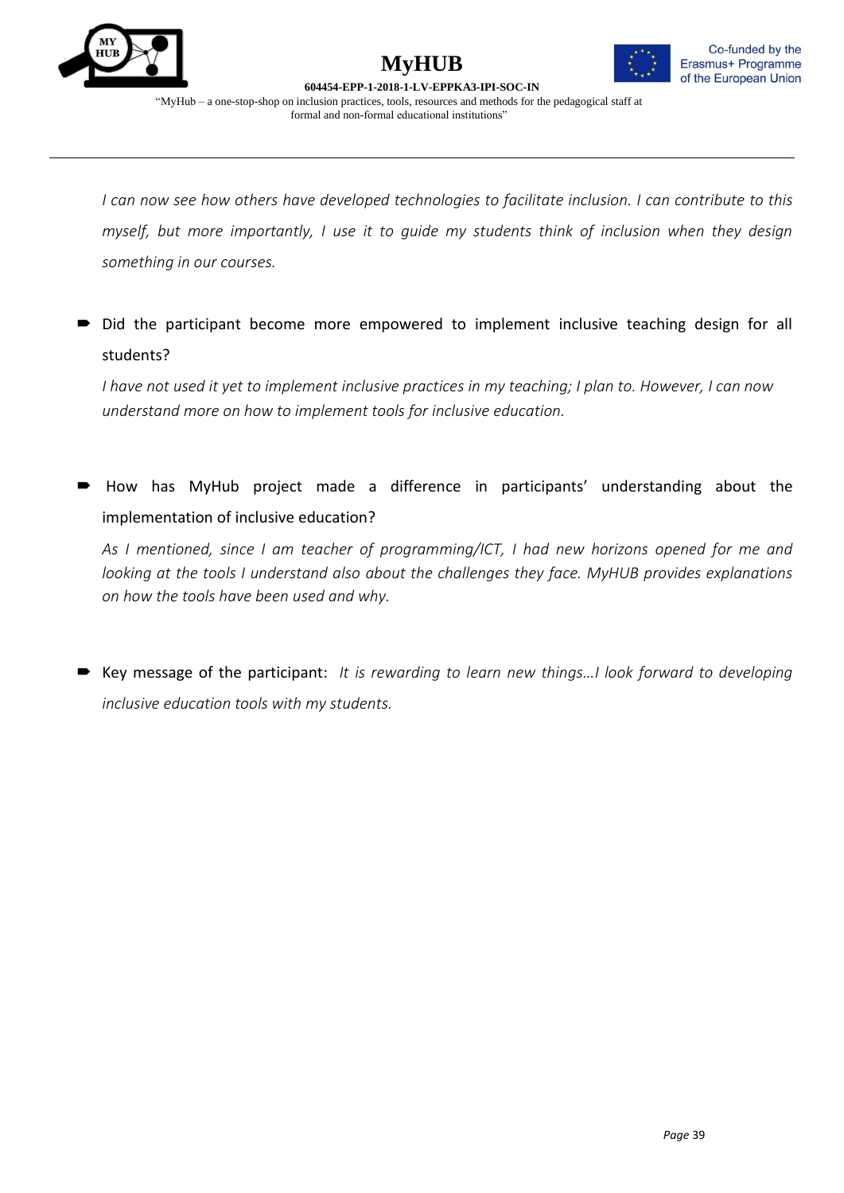*I can now see how others have developed technologies to facilitate inclusion. I can contribute to this myself, but more importantly, I use it to guide my students think of inclusion when they design something in our courses.*

- Did the participant become more empowered to implement inclusive teaching design for all students?

  *I have not used it yet to implement inclusive practices in my teaching; I plan to. However, I can now understand more on how to implement tools for inclusive education.*

- How has MyHub project made a difference in participants' understanding about the implementation of inclusive education?

  *As I mentioned, since I am teacher of programming/ICT, I had new horizons opened for me and looking at the tools I understand also about the challenges they face. MyHUB provides explanations on how the tools have been used and why.*

- Key message of the participant: *It is rewarding to learn new things…I look forward to developing inclusive education tools with my students.*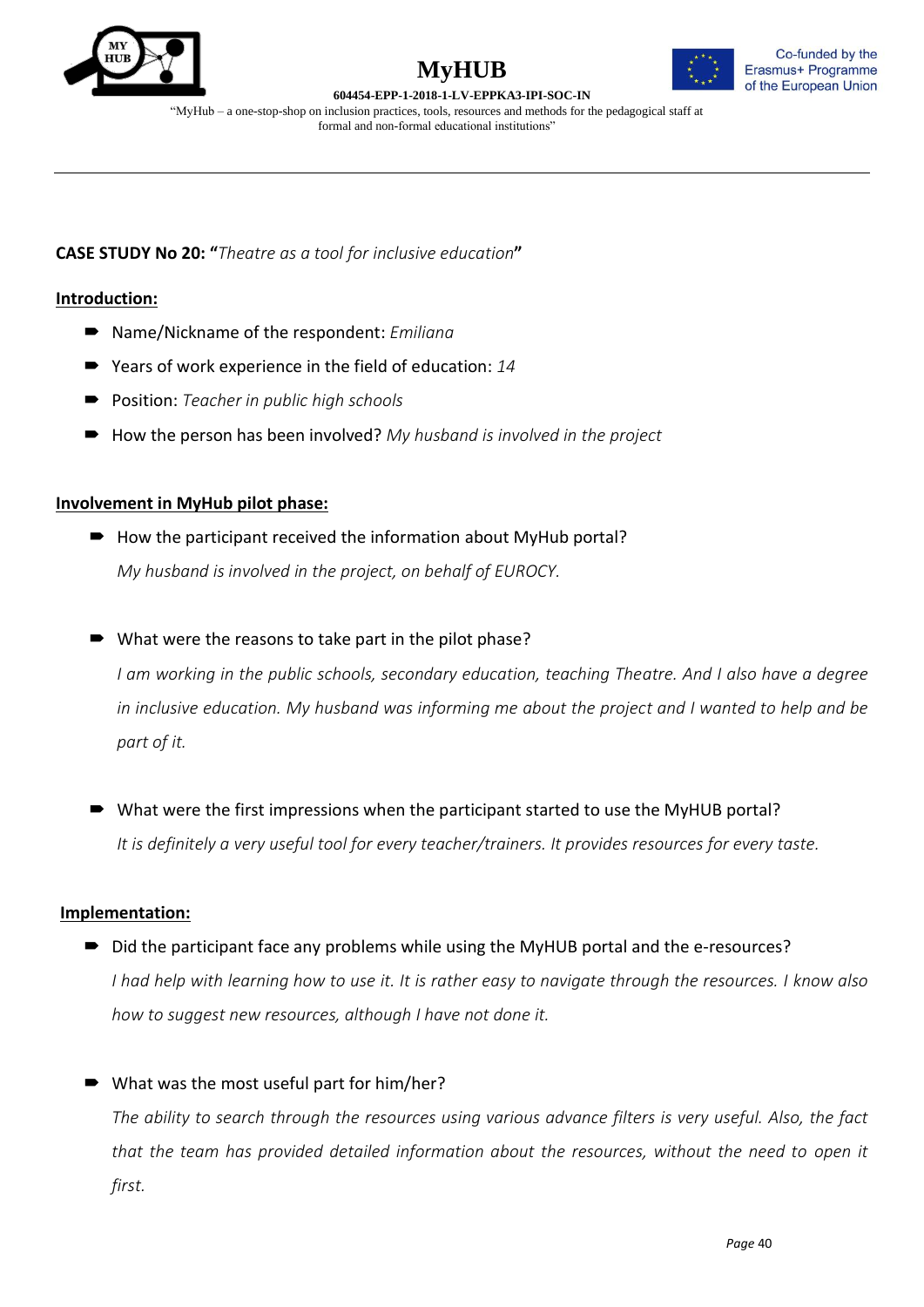**CASE STUDY No 20: "***Theatre as a tool for inclusive education***"**

**Introduction:**

- Name/Nickname of the respondent: *Emiliana*
- Years of work experience in the field of education: *14*
- Position: *Teacher in public high schools*
- How the person has been involved? *My husband is involved in the project*

**Involvement in MyHub pilot phase:**

- How the participant received the information about MyHub portal?

  *My husband is involved in the project, on behalf of EUROCY.*

- What were the reasons to take part in the pilot phase?

  *I am working in the public schools, secondary education, teaching Theatre. And I also have a degree in inclusive education. My husband was informing me about the project and I wanted to help and be part of it.*

- What were the first impressions when the participant started to use the MyHUB portal?

  *It is definitely a very useful tool for every teacher/trainers. It provides resources for every taste.*

**Implementation:**

- Did the participant face any problems while using the MyHUB portal and the e-resources?

  *I had help with learning how to use it. It is rather easy to navigate through the resources. I know also how to suggest new resources, although I have not done it.*

- What was the most useful part for him/her?

  *The ability to search through the resources using various advance filters is very useful. Also, the fact that the team has provided detailed information about the resources, without the need to open it first.*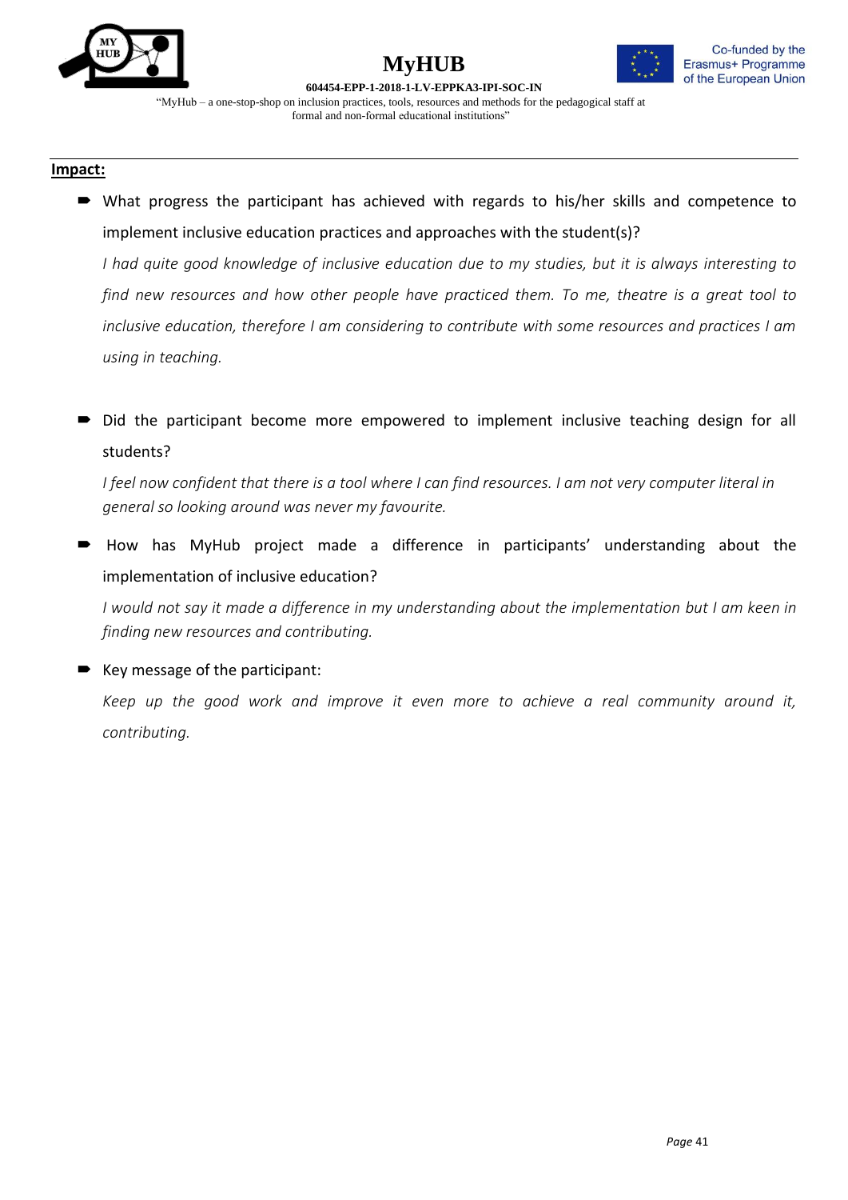**Impact:**

- What progress the participant has achieved with regards to his/her skills and competence to implement inclusive education practices and approaches with the student(s)?

  *I had quite good knowledge of inclusive education due to my studies, but it is always interesting to find new resources and how other people have practiced them. To me, theatre is a great tool to inclusive education, therefore I am considering to contribute with some resources and practices I am using in teaching.*

- Did the participant become more empowered to implement inclusive teaching design for all students?

  *I feel now confident that there is a tool where I can find resources. I am not very computer literal in general so looking around was never my favourite.*

- How has MyHub project made a difference in participants' understanding about the implementation of inclusive education?

  *I would not say it made a difference in my understanding about the implementation but I am keen in finding new resources and contributing.*

- Key message of the participant:

  *Keep up the good work and improve it even more to achieve a real community around it, contributing.*